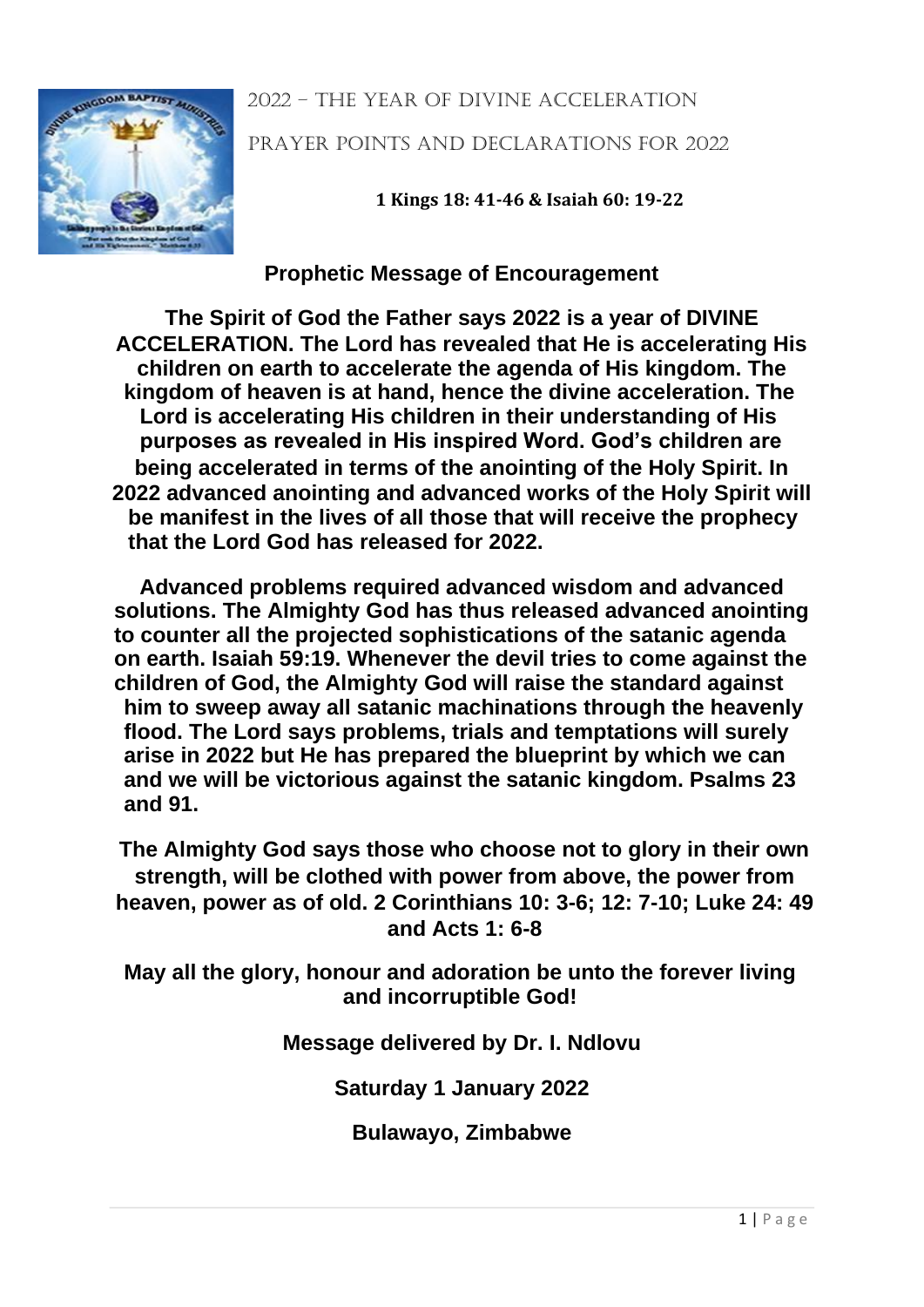# 2022 – THE YEAR OF DIVINE ACCELERATION

## PRAYER POINTS AND DECLARATIONS FOR 2022

**1 Kings 18: 41-46 & Isaiah 60: 19-22**

## Prophetic Message of Encouragement

**The Spirit of God the Father says 2022 is a year of DIVINE ACCELERATION. The Lord has revealed that He is accelerating His children on earth to accelerate the agenda of His kingdom. The kingdom of heaven is at hand, hence the divine acceleration. The Lord is accelerating His children in their understanding of His purposes as revealed in His inspired Word. God's children are being accelerated in terms of the anointing of the Holy Spirit. In 2022 advanced anointing and advanced works of the Holy Spirit will be manifest in the lives of all those that will receive the prophecy that the Lord God has released for 2022.**

**Advanced problems required advanced wisdom and advanced solutions. The Almighty God has thus released advanced anointing to counter all the projected sophistications of the satanic agenda on earth. Isaiah 59:19. Whenever the devil tries to come against the children of God, the Almighty God will raise the standard against him to sweep away all satanic machinations through the heavenly flood. The Lord says problems, trials and temptations will surely arise in 2022 but He has prepared the blueprint by which we can and we will be victorious against the satanic kingdom. Psalms 23 and 91.**

**The Almighty God says those who choose not to glory in their own strength, will be clothed with power from above, the power from heaven, power as of old. 2 Corinthians 10: 3-6; 12: 7-10; Luke 24: 49 and Acts 1: 6-8**

**May all the glory, honour and adoration be unto the forever living and incorruptible God!**

**Message delivered by Dr. I. Ndlovu**

**Saturday 1 January 2022**

**Bulawayo, Zimbabwe**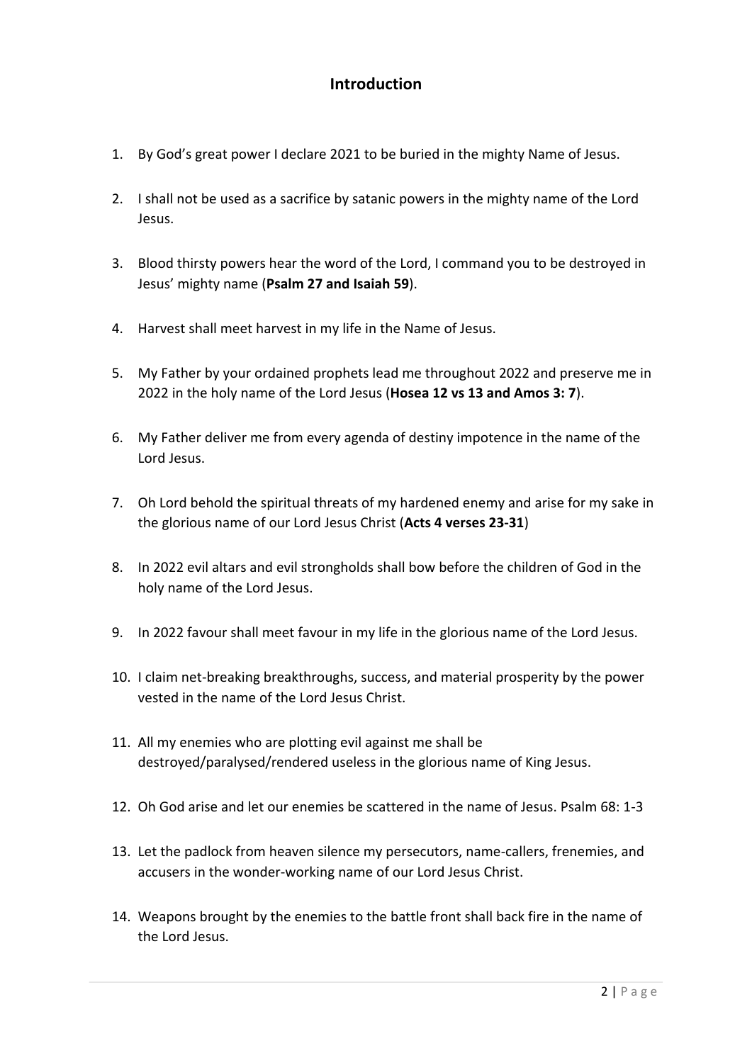## Introduction

1. By God's great power I declare 2021 to be buried in the mighty Name of Jesus.
2. I shall not be used as a sacrifice by satanic powers in the mighty name of the Lord Jesus.
3. Blood thirsty powers hear the word of the Lord, I command you to be destroyed in Jesus' mighty name (**Psalm 27 and Isaiah 59**).
4. Harvest shall meet harvest in my life in the Name of Jesus.
5. My Father by your ordained prophets lead me throughout 2022 and preserve me in 2022 in the holy name of the Lord Jesus (**Hosea 12 vs 13 and Amos 3: 7**).
6. My Father deliver me from every agenda of destiny impotence in the name of the Lord Jesus.
7. Oh Lord behold the spiritual threats of my hardened enemy and arise for my sake in the glorious name of our Lord Jesus Christ (**Acts 4 verses 23-31**)
8. In 2022 evil altars and evil strongholds shall bow before the children of God in the holy name of the Lord Jesus.
9. In 2022 favour shall meet favour in my life in the glorious name of the Lord Jesus.
10. I claim net-breaking breakthroughs, success, and material prosperity by the power vested in the name of the Lord Jesus Christ.
11. All my enemies who are plotting evil against me shall be destroyed/paralysed/rendered useless in the glorious name of King Jesus.
12. Oh God arise and let our enemies be scattered in the name of Jesus. Psalm 68: 1-3
13. Let the padlock from heaven silence my persecutors, name-callers, frenemies, and accusers in the wonder-working name of our Lord Jesus Christ.
14. Weapons brought by the enemies to the battle front shall back fire in the name of the Lord Jesus.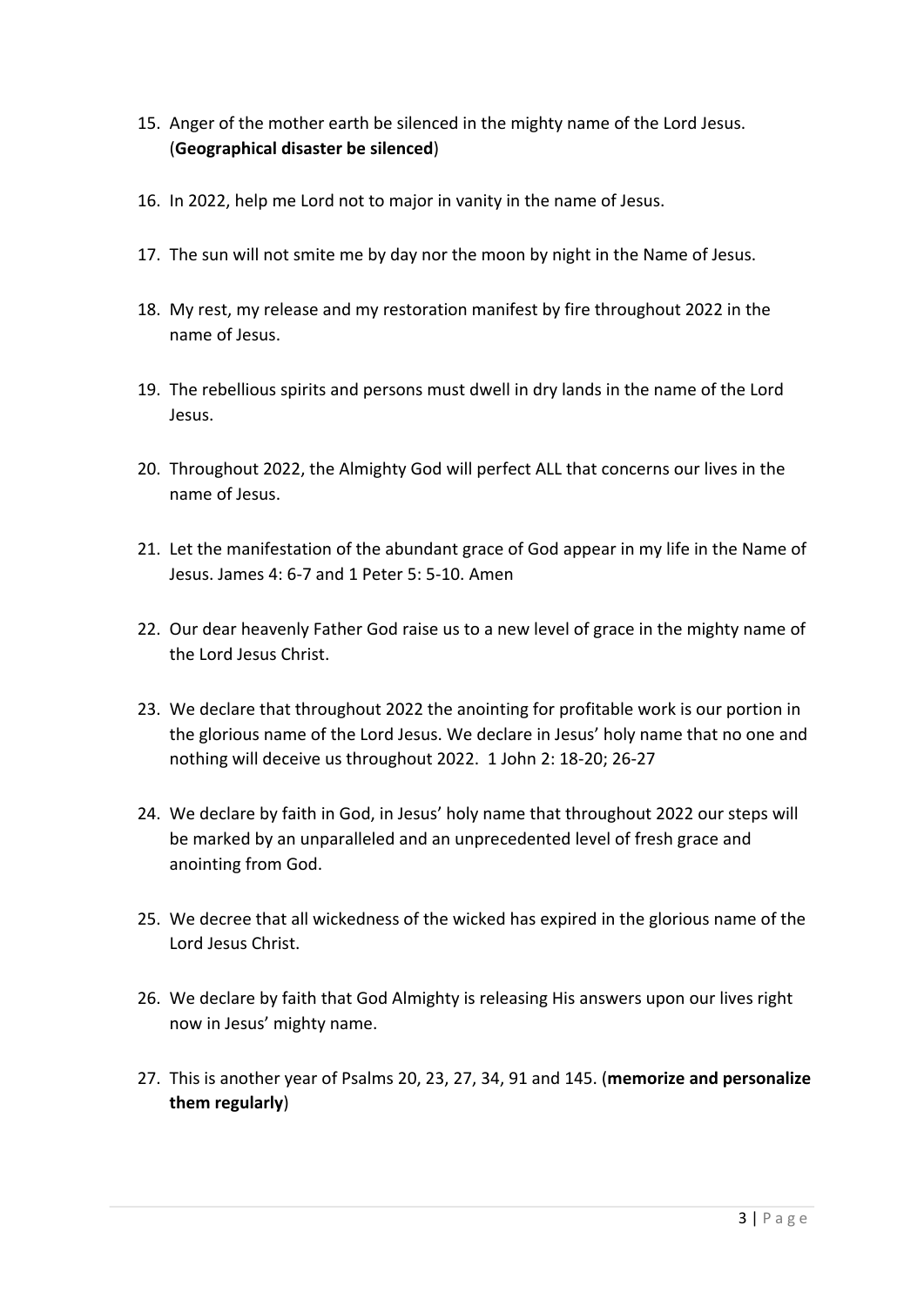15. Anger of the mother earth be silenced in the mighty name of the Lord Jesus. (**Geographical disaster be silenced**)

16. In 2022, help me Lord not to major in vanity in the name of Jesus.

17. The sun will not smite me by day nor the moon by night in the Name of Jesus.

18. My rest, my release and my restoration manifest by fire throughout 2022 in the name of Jesus.

19. The rebellious spirits and persons must dwell in dry lands in the name of the Lord Jesus.

20. Throughout 2022, the Almighty God will perfect ALL that concerns our lives in the name of Jesus.

21. Let the manifestation of the abundant grace of God appear in my life in the Name of Jesus. James 4: 6-7 and 1 Peter 5: 5-10. Amen

22. Our dear heavenly Father God raise us to a new level of grace in the mighty name of the Lord Jesus Christ.

23. We declare that throughout 2022 the anointing for profitable work is our portion in the glorious name of the Lord Jesus. We declare in Jesus' holy name that no one and nothing will deceive us throughout 2022. 1 John 2: 18-20; 26-27

24. We declare by faith in God, in Jesus' holy name that throughout 2022 our steps will be marked by an unparalleled and an unprecedented level of fresh grace and anointing from God.

25. We decree that all wickedness of the wicked has expired in the glorious name of the Lord Jesus Christ.

26. We declare by faith that God Almighty is releasing His answers upon our lives right now in Jesus' mighty name.

27. This is another year of Psalms 20, 23, 27, 34, 91 and 145. (**memorize and personalize them regularly**)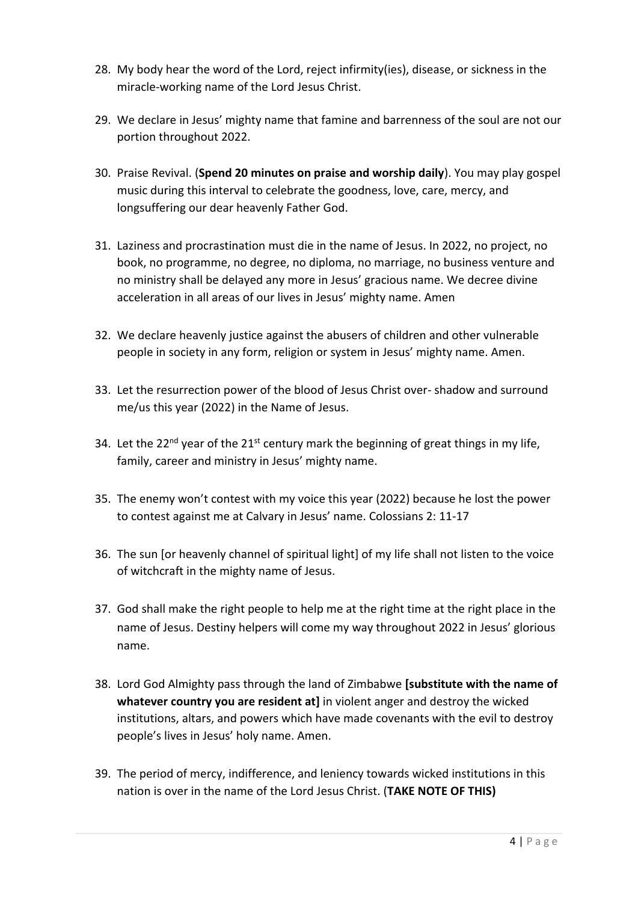28. My body hear the word of the Lord, reject infirmity(ies), disease, or sickness in the miracle-working name of the Lord Jesus Christ.

29. We declare in Jesus' mighty name that famine and barrenness of the soul are not our portion throughout 2022.

30. Praise Revival. (**Spend 20 minutes on praise and worship daily**). You may play gospel music during this interval to celebrate the goodness, love, care, mercy, and longsuffering our dear heavenly Father God.

31. Laziness and procrastination must die in the name of Jesus. In 2022, no project, no book, no programme, no degree, no diploma, no marriage, no business venture and no ministry shall be delayed any more in Jesus' gracious name. We decree divine acceleration in all areas of our lives in Jesus' mighty name. Amen

32. We declare heavenly justice against the abusers of children and other vulnerable people in society in any form, religion or system in Jesus' mighty name. Amen.

33. Let the resurrection power of the blood of Jesus Christ over- shadow and surround me/us this year (2022) in the Name of Jesus.

34. Let the 22nd year of the 21st century mark the beginning of great things in my life, family, career and ministry in Jesus' mighty name.

35. The enemy won't contest with my voice this year (2022) because he lost the power to contest against me at Calvary in Jesus' name. Colossians 2: 11-17

36. The sun [or heavenly channel of spiritual light] of my life shall not listen to the voice of witchcraft in the mighty name of Jesus.

37. God shall make the right people to help me at the right time at the right place in the name of Jesus. Destiny helpers will come my way throughout 2022 in Jesus' glorious name.

38. Lord God Almighty pass through the land of Zimbabwe **[substitute with the name of whatever country you are resident at]** in violent anger and destroy the wicked institutions, altars, and powers which have made covenants with the evil to destroy people's lives in Jesus' holy name. Amen.

39. The period of mercy, indifference, and leniency towards wicked institutions in this nation is over in the name of the Lord Jesus Christ. (**TAKE NOTE OF THIS)**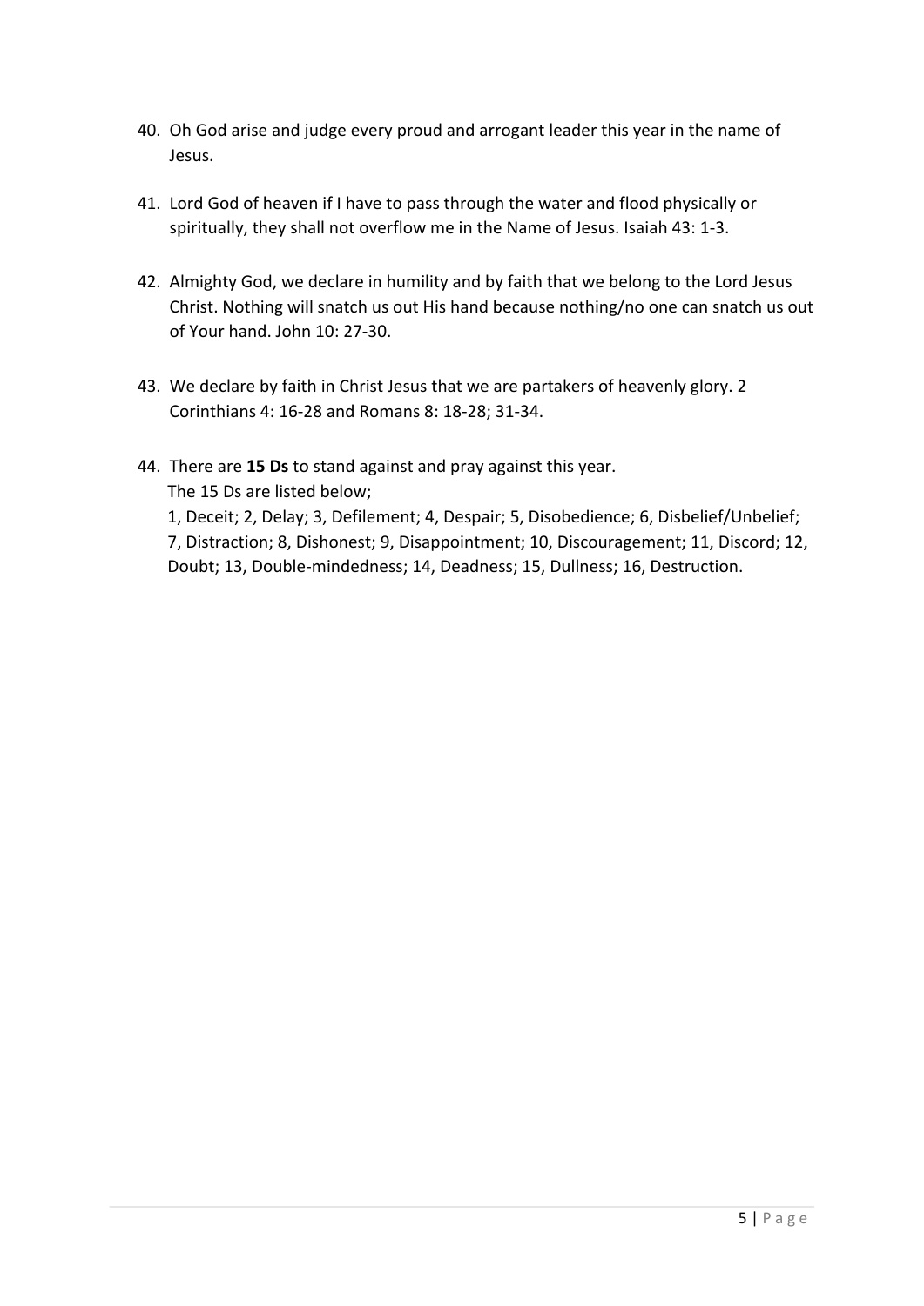40. Oh God arise and judge every proud and arrogant leader this year in the name of Jesus.

41. Lord God of heaven if I have to pass through the water and flood physically or spiritually, they shall not overflow me in the Name of Jesus. Isaiah 43: 1-3.

42. Almighty God, we declare in humility and by faith that we belong to the Lord Jesus Christ. Nothing will snatch us out His hand because nothing/no one can snatch us out of Your hand. John 10: 27-30.

43. We declare by faith in Christ Jesus that we are partakers of heavenly glory. 2 Corinthians 4: 16-28 and Romans 8: 18-28; 31-34.

44. There are **15 Ds** to stand against and pray against this year.
    The 15 Ds are listed below;
    1, Deceit; 2, Delay; 3, Defilement; 4, Despair; 5, Disobedience; 6, Disbelief/Unbelief; 7, Distraction; 8, Dishonest; 9, Disappointment; 10, Discouragement; 11, Discord; 12, Doubt; 13, Double-mindedness; 14, Deadness; 15, Dullness; 16, Destruction.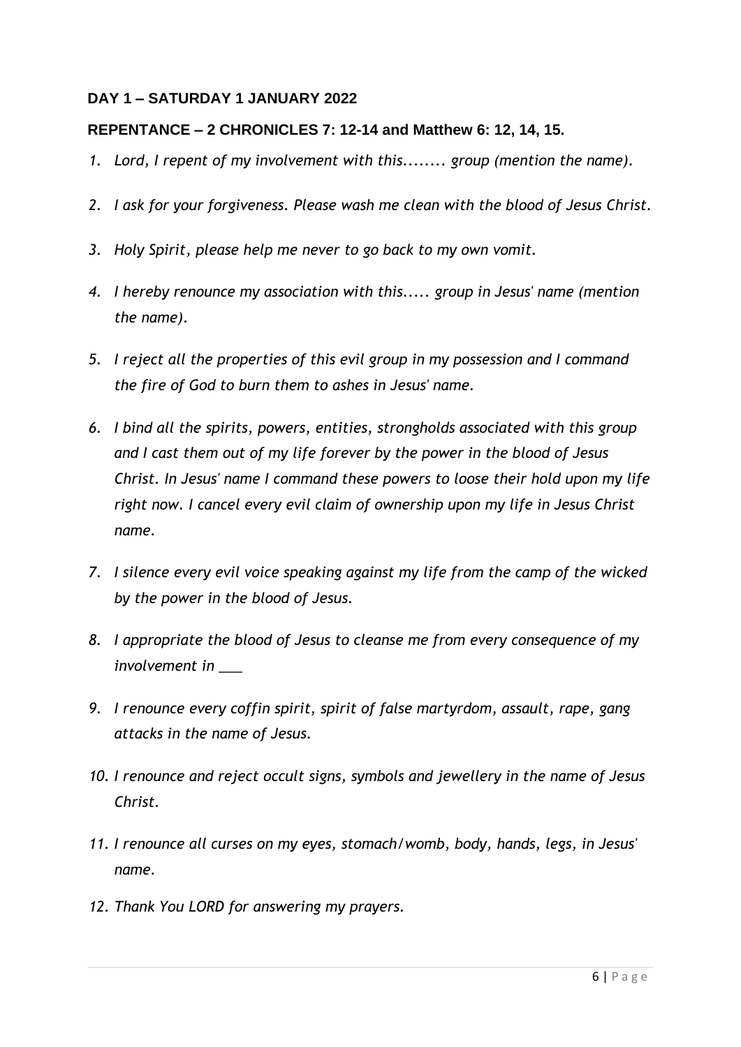**DAY 1 – SATURDAY 1 JANUARY 2022**

**REPENTANCE – 2 CHRONICLES 7: 12-14 and Matthew 6: 12, 14, 15.**

1. *Lord, I repent of my involvement with this........ group (mention the name).*
2. *I ask for your forgiveness. Please wash me clean with the blood of Jesus Christ.*
3. *Holy Spirit, please help me never to go back to my own vomit.*
4. *I hereby renounce my association with this..... group in Jesus' name (mention the name).*
5. *I reject all the properties of this evil group in my possession and I command the fire of God to burn them to ashes in Jesus' name.*
6. *I bind all the spirits, powers, entities, strongholds associated with this group and I cast them out of my life forever by the power in the blood of Jesus Christ. In Jesus' name I command these powers to loose their hold upon my life right now. I cancel every evil claim of ownership upon my life in Jesus Christ name.*
7. *I silence every evil voice speaking against my life from the camp of the wicked by the power in the blood of Jesus.*
8. *I appropriate the blood of Jesus to cleanse me from every consequence of my involvement in ___*
9. *I renounce every coffin spirit, spirit of false martyrdom, assault, rape, gang attacks in the name of Jesus.*
10. *I renounce and reject occult signs, symbols and jewellery in the name of Jesus Christ.*
11. *I renounce all curses on my eyes, stomach/womb, body, hands, legs, in Jesus' name.*
12. *Thank You LORD for answering my prayers.*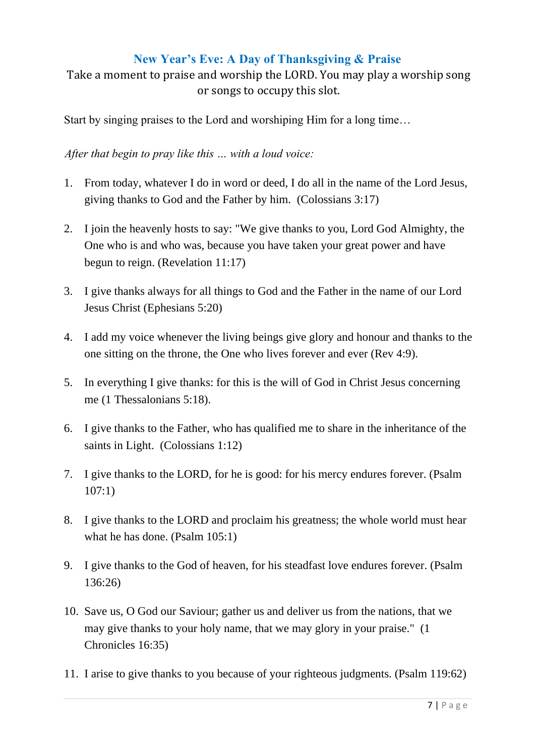## New Year's Eve: A Day of Thanksgiving & Praise

Take a moment to praise and worship the LORD. You may play a worship song or songs to occupy this slot.

Start by singing praises to the Lord and worshiping Him for a long time…

*After that begin to pray like this … with a loud voice:*

1. From today, whatever I do in word or deed, I do all in the name of the Lord Jesus, giving thanks to God and the Father by him. (Colossians 3:17)
2. I join the heavenly hosts to say: "We give thanks to you, Lord God Almighty, the One who is and who was, because you have taken your great power and have begun to reign. (Revelation 11:17)
3. I give thanks always for all things to God and the Father in the name of our Lord Jesus Christ (Ephesians 5:20)
4. I add my voice whenever the living beings give glory and honour and thanks to the one sitting on the throne, the One who lives forever and ever (Rev 4:9).
5. In everything I give thanks: for this is the will of God in Christ Jesus concerning me (1 Thessalonians 5:18).
6. I give thanks to the Father, who has qualified me to share in the inheritance of the saints in Light. (Colossians 1:12)
7. I give thanks to the LORD, for he is good: for his mercy endures forever. (Psalm 107:1)
8. I give thanks to the LORD and proclaim his greatness; the whole world must hear what he has done. (Psalm 105:1)
9. I give thanks to the God of heaven, for his steadfast love endures forever. (Psalm 136:26)
10. Save us, O God our Saviour; gather us and deliver us from the nations, that we may give thanks to your holy name, that we may glory in your praise." (1 Chronicles 16:35)
11. I arise to give thanks to you because of your righteous judgments. (Psalm 119:62)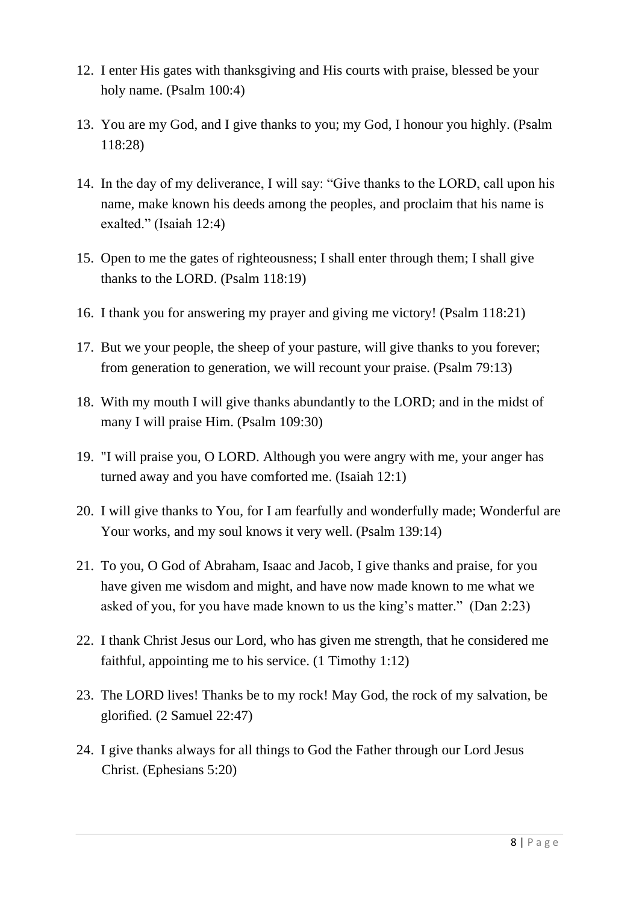12. I enter His gates with thanksgiving and His courts with praise, blessed be your holy name. (Psalm 100:4)

13. You are my God, and I give thanks to you; my God, I honour you highly. (Psalm 118:28)

14. In the day of my deliverance, I will say: "Give thanks to the LORD, call upon his name, make known his deeds among the peoples, and proclaim that his name is exalted." (Isaiah 12:4)

15. Open to me the gates of righteousness; I shall enter through them; I shall give thanks to the LORD. (Psalm 118:19)

16. I thank you for answering my prayer and giving me victory! (Psalm 118:21)

17. But we your people, the sheep of your pasture, will give thanks to you forever; from generation to generation, we will recount your praise. (Psalm 79:13)

18. With my mouth I will give thanks abundantly to the LORD; and in the midst of many I will praise Him. (Psalm 109:30)

19. "I will praise you, O LORD. Although you were angry with me, your anger has turned away and you have comforted me. (Isaiah 12:1)

20. I will give thanks to You, for I am fearfully and wonderfully made; Wonderful are Your works, and my soul knows it very well. (Psalm 139:14)

21. To you, O God of Abraham, Isaac and Jacob, I give thanks and praise, for you have given me wisdom and might, and have now made known to me what we asked of you, for you have made known to us the king's matter." (Dan 2:23)

22. I thank Christ Jesus our Lord, who has given me strength, that he considered me faithful, appointing me to his service. (1 Timothy 1:12)

23. The LORD lives! Thanks be to my rock! May God, the rock of my salvation, be glorified. (2 Samuel 22:47)

24. I give thanks always for all things to God the Father through our Lord Jesus Christ. (Ephesians 5:20)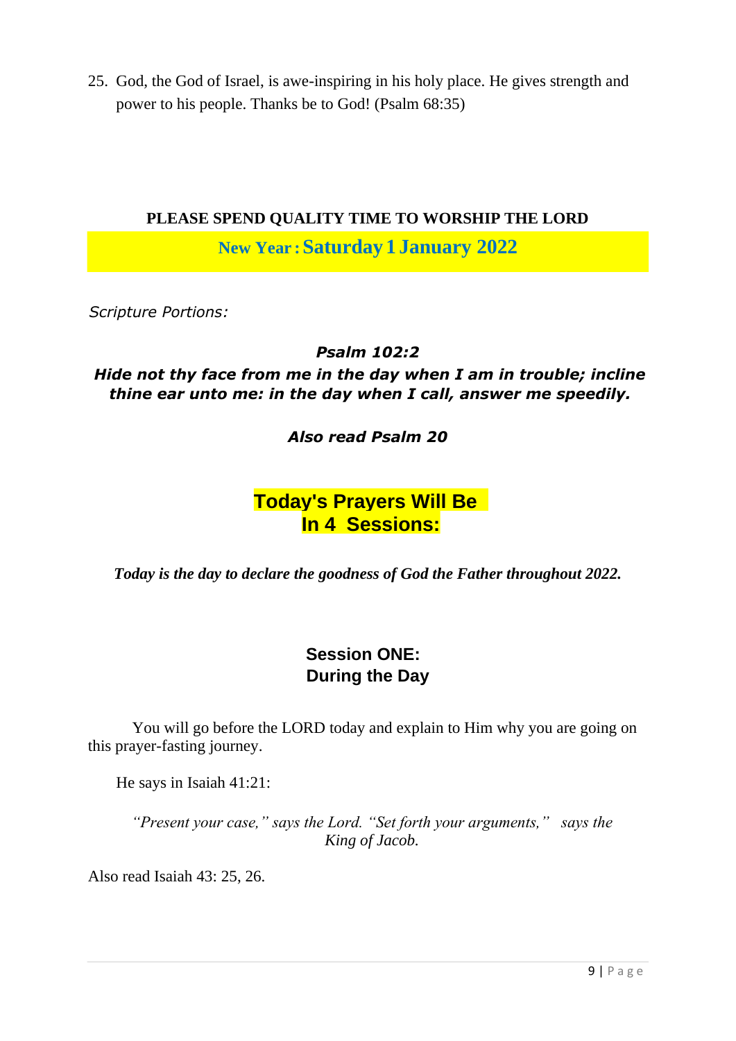25. God, the God of Israel, is awe-inspiring in his holy place. He gives strength and power to his people. Thanks be to God! (Psalm 68:35)

**PLEASE SPEND QUALITY TIME TO WORSHIP THE LORD**

## New Year : Saturday 1 January 2022

*Scripture Portions:*

***Psalm 102:2***

***Hide not thy face from me in the day when I am in trouble; incline thine ear unto me: in the day when I call, answer me speedily.***

***Also read Psalm 20***

## Today's Prayers Will Be In 4 Sessions:

***Today is the day to declare the goodness of God the Father throughout 2022.***

### Session ONE: During the Day

You will go before the LORD today and explain to Him why you are going on this prayer-fasting journey.

He says in Isaiah 41:21:

*"Present your case," says the Lord. "Set forth your arguments," says the King of Jacob.*

Also read Isaiah 43: 25, 26.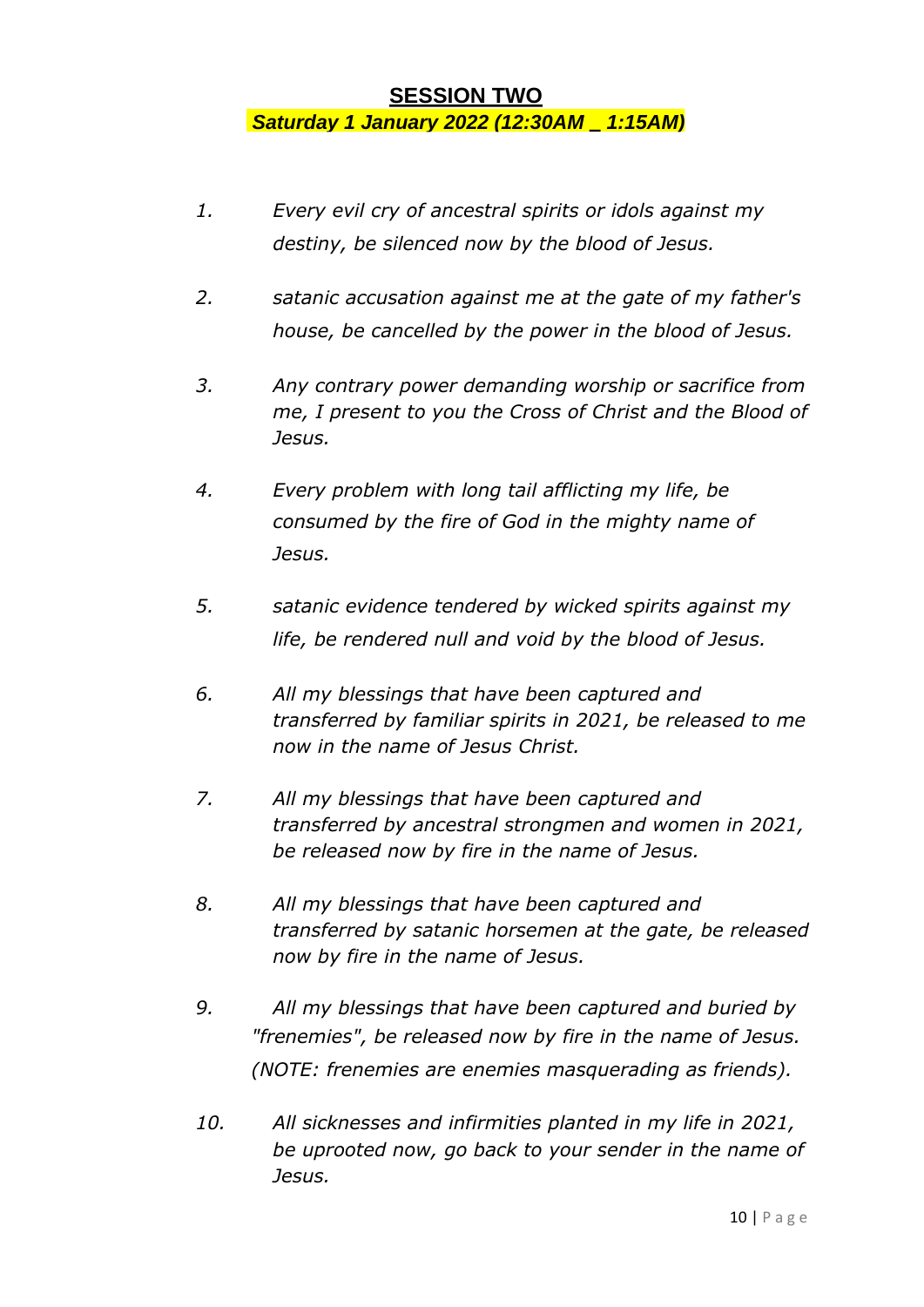## SESSION TWO

***Saturday 1 January 2022 (12:30AM _ 1:15AM)***

1. *Every evil cry of ancestral spirits or idols against my destiny, be silenced now by the blood of Jesus.*

2. *satanic accusation against me at the gate of my father's house, be cancelled by the power in the blood of Jesus.*

3. *Any contrary power demanding worship or sacrifice from me, I present to you the Cross of Christ and the Blood of Jesus.*

4. *Every problem with long tail afflicting my life, be consumed by the fire of God in the mighty name of Jesus.*

5. *satanic evidence tendered by wicked spirits against my life, be rendered null and void by the blood of Jesus.*

6. *All my blessings that have been captured and transferred by familiar spirits in 2021, be released to me now in the name of Jesus Christ.*

7. *All my blessings that have been captured and transferred by ancestral strongmen and women in 2021, be released now by fire in the name of Jesus.*

8. *All my blessings that have been captured and transferred by satanic horsemen at the gate, be released now by fire in the name of Jesus.*

9. *All my blessings that have been captured and buried by "frenemies", be released now by fire in the name of Jesus. (NOTE: frenemies are enemies masquerading as friends).*

10. *All sicknesses and infirmities planted in my life in 2021, be uprooted now, go back to your sender in the name of Jesus.*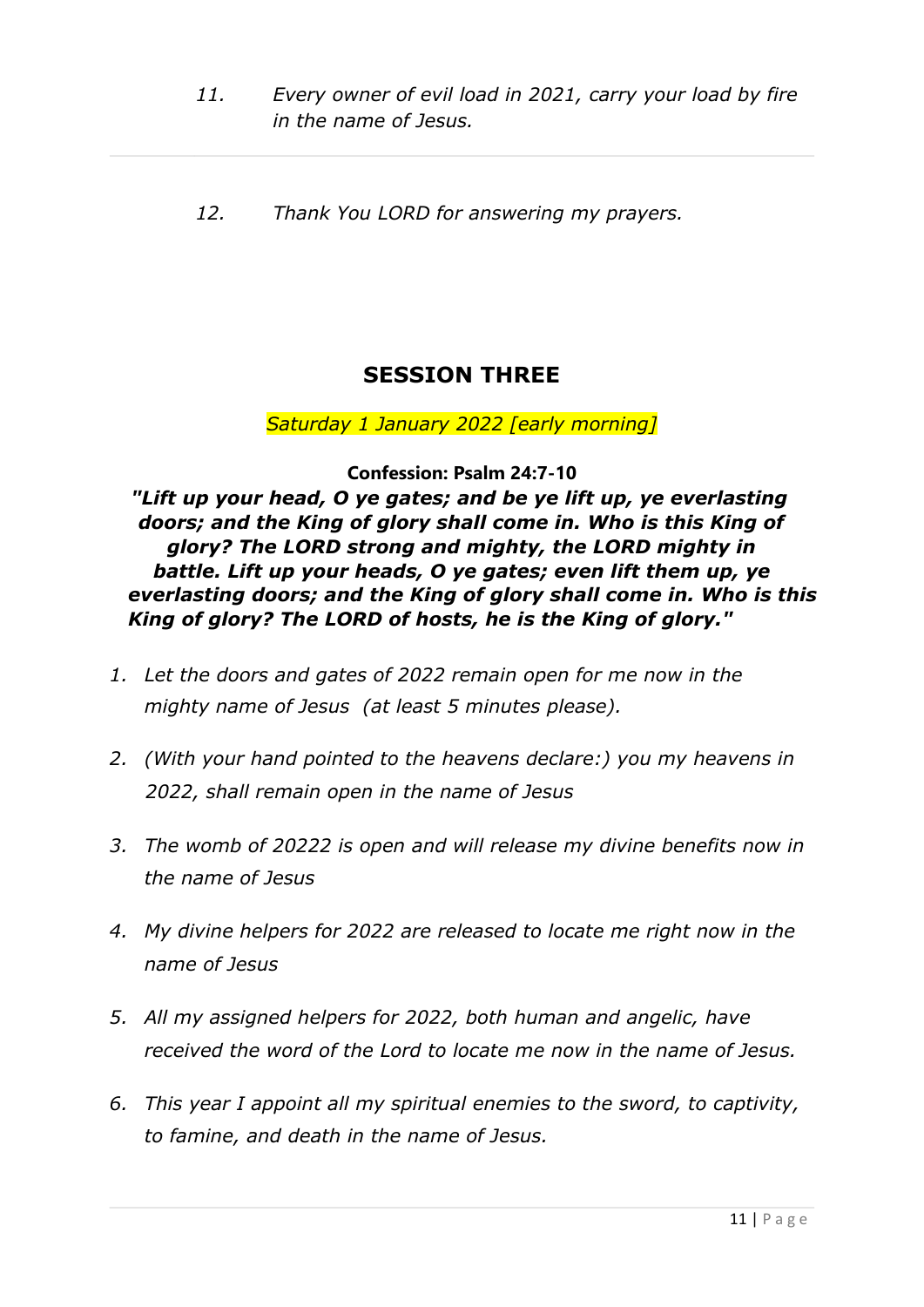11. *Every owner of evil load in 2021, carry your load by fire in the name of Jesus.*

12. *Thank You LORD for answering my prayers.*

## SESSION THREE

*Saturday 1 January 2022 [early morning]*

**Confession: Psalm 24:7-10**

***"Lift up your head, O ye gates; and be ye lift up, ye everlasting doors; and the King of glory shall come in. Who is this King of glory? The LORD strong and mighty, the LORD mighty in battle. Lift up your heads, O ye gates; even lift them up, ye everlasting doors; and the King of glory shall come in. Who is this King of glory? The LORD of hosts, he is the King of glory."***

1. *Let the doors and gates of 2022 remain open for me now in the mighty name of Jesus (at least 5 minutes please).*
2. *(With your hand pointed to the heavens declare:) you my heavens in 2022, shall remain open in the name of Jesus*
3. *The womb of 20222 is open and will release my divine benefits now in the name of Jesus*
4. *My divine helpers for 2022 are released to locate me right now in the name of Jesus*
5. *All my assigned helpers for 2022, both human and angelic, have received the word of the Lord to locate me now in the name of Jesus.*
6. *This year I appoint all my spiritual enemies to the sword, to captivity, to famine, and death in the name of Jesus.*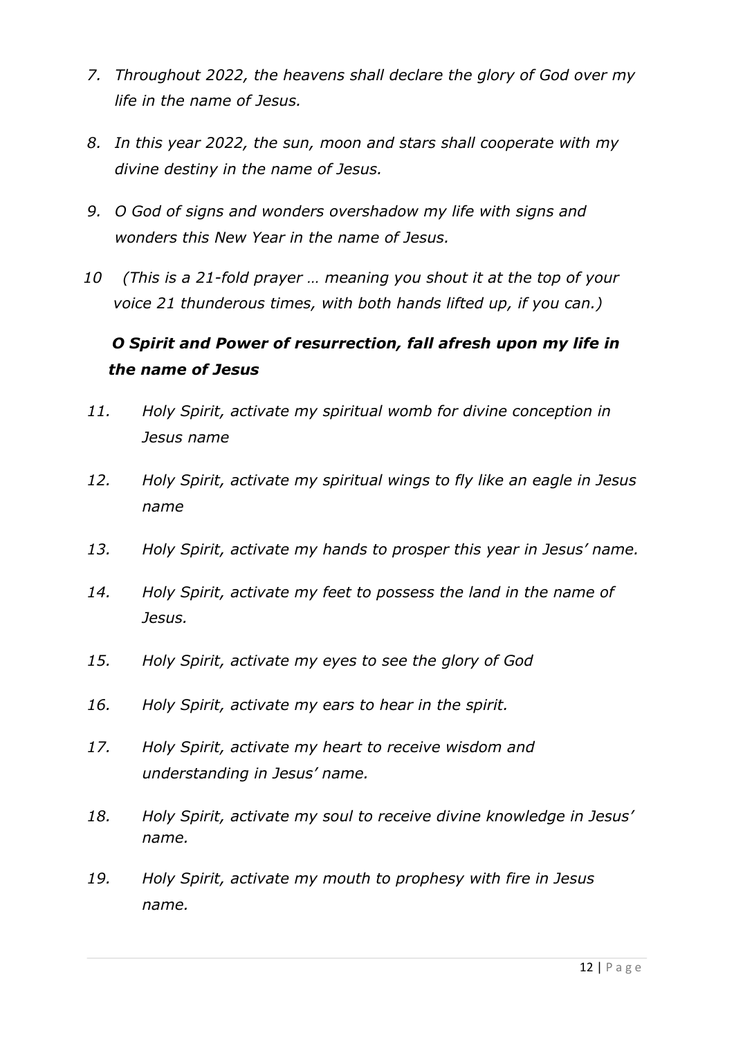7. *Throughout 2022, the heavens shall declare the glory of God over my life in the name of Jesus.*
8. *In this year 2022, the sun, moon and stars shall cooperate with my divine destiny in the name of Jesus.*
9. *O God of signs and wonders overshadow my life with signs and wonders this New Year in the name of Jesus.*

10 *(This is a 21-fold prayer … meaning you shout it at the top of your voice 21 thunderous times, with both hands lifted up, if you can.)*

***O Spirit and Power of resurrection, fall afresh upon my life in the name of Jesus***

11. *Holy Spirit, activate my spiritual womb for divine conception in Jesus name*
12. *Holy Spirit, activate my spiritual wings to fly like an eagle in Jesus name*
13. *Holy Spirit, activate my hands to prosper this year in Jesus' name.*
14. *Holy Spirit, activate my feet to possess the land in the name of Jesus.*
15. *Holy Spirit, activate my eyes to see the glory of God*
16. *Holy Spirit, activate my ears to hear in the spirit.*
17. *Holy Spirit, activate my heart to receive wisdom and understanding in Jesus' name.*
18. *Holy Spirit, activate my soul to receive divine knowledge in Jesus' name.*
19. *Holy Spirit, activate my mouth to prophesy with fire in Jesus name.*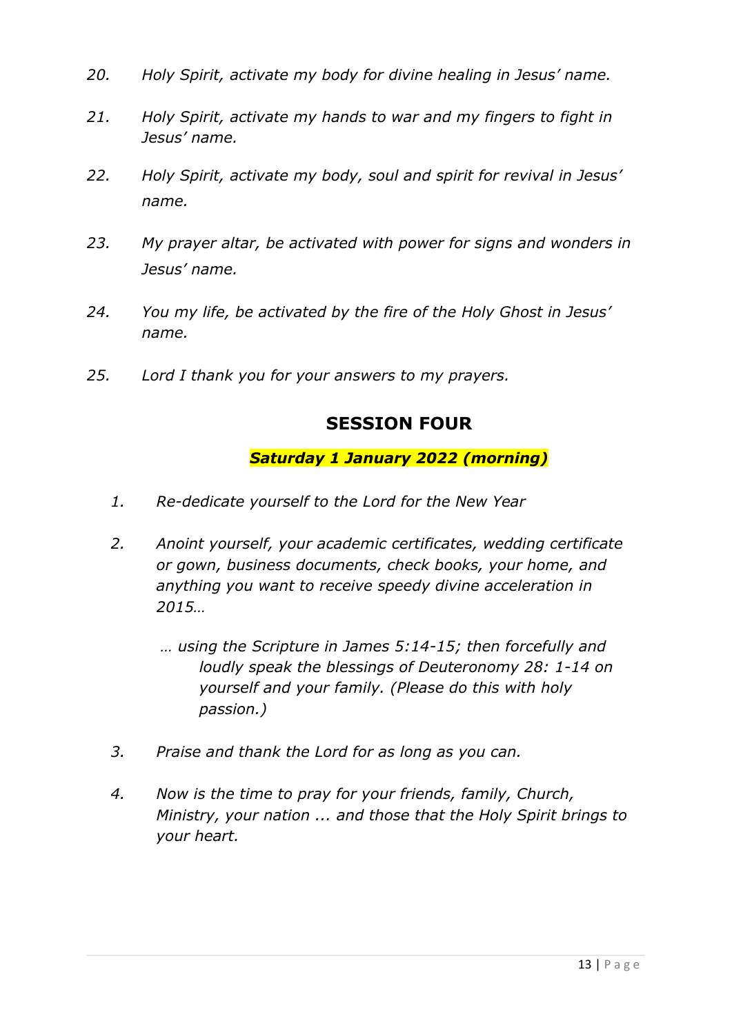20. *Holy Spirit, activate my body for divine healing in Jesus' name.*

21. *Holy Spirit, activate my hands to war and my fingers to fight in Jesus' name.*

22. *Holy Spirit, activate my body, soul and spirit for revival in Jesus' name.*

23. *My prayer altar, be activated with power for signs and wonders in Jesus' name.*

24. *You my life, be activated by the fire of the Holy Ghost in Jesus' name.*

25. *Lord I thank you for your answers to my prayers.*

## SESSION FOUR

***Saturday 1 January 2022 (morning)***

1. *Re-dedicate yourself to the Lord for the New Year*

2. *Anoint yourself, your academic certificates, wedding certificate or gown, business documents, check books, your home, and anything you want to receive speedy divine acceleration in 2015…*

   *… using the Scripture in James 5:14-15; then forcefully and loudly speak the blessings of Deuteronomy 28: 1-14 on yourself and your family. (Please do this with holy passion.)*

3. *Praise and thank the Lord for as long as you can.*

4. *Now is the time to pray for your friends, family, Church, Ministry, your nation ... and those that the Holy Spirit brings to your heart.*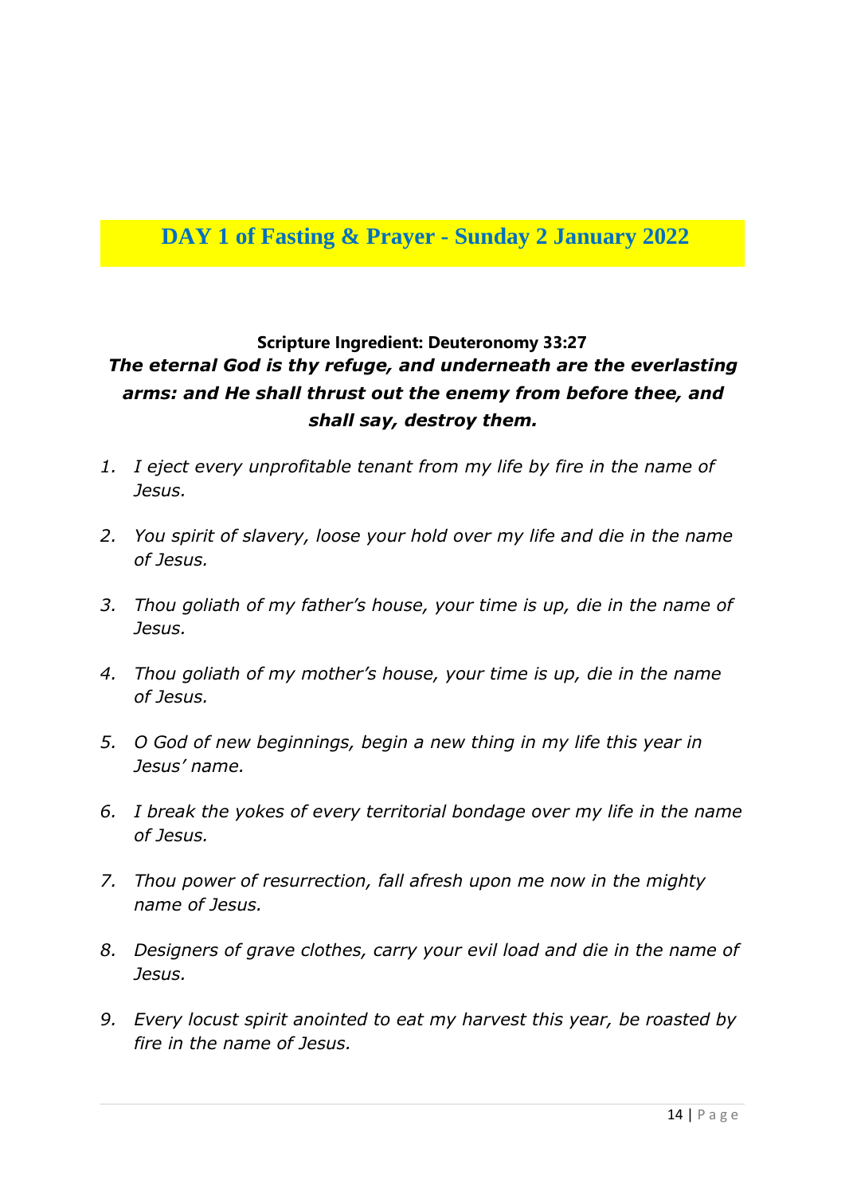# DAY 1 of Fasting & Prayer - Sunday 2 January 2022

**Scripture Ingredient: Deuteronomy 33:27**

***The eternal God is thy refuge, and underneath are the everlasting arms: and He shall thrust out the enemy from before thee, and shall say, destroy them.***

1. *I eject every unprofitable tenant from my life by fire in the name of Jesus.*

2. *You spirit of slavery, loose your hold over my life and die in the name of Jesus.*

3. *Thou goliath of my father's house, your time is up, die in the name of Jesus.*

4. *Thou goliath of my mother's house, your time is up, die in the name of Jesus.*

5. *O God of new beginnings, begin a new thing in my life this year in Jesus' name.*

6. *I break the yokes of every territorial bondage over my life in the name of Jesus.*

7. *Thou power of resurrection, fall afresh upon me now in the mighty name of Jesus.*

8. *Designers of grave clothes, carry your evil load and die in the name of Jesus.*

9. *Every locust spirit anointed to eat my harvest this year, be roasted by fire in the name of Jesus.*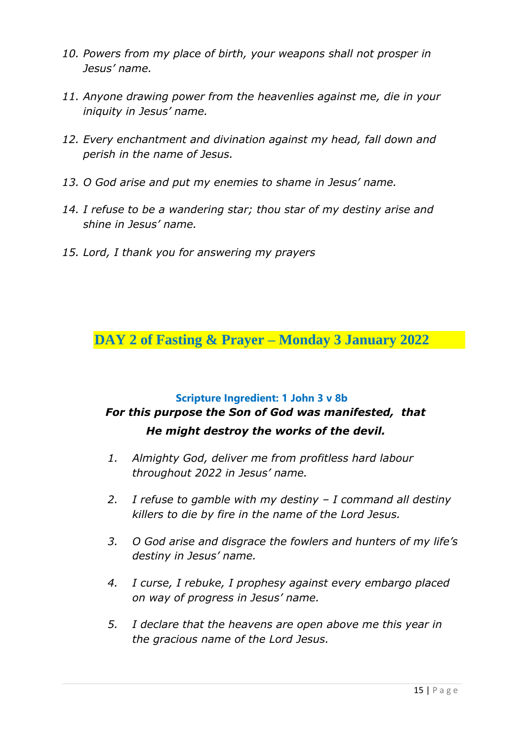10. *Powers from my place of birth, your weapons shall not prosper in Jesus' name.*

11. *Anyone drawing power from the heavenlies against me, die in your iniquity in Jesus' name.*

12. *Every enchantment and divination against my head, fall down and perish in the name of Jesus.*

13. *O God arise and put my enemies to shame in Jesus' name.*

14. *I refuse to be a wandering star; thou star of my destiny arise and shine in Jesus' name.*

15. *Lord, I thank you for answering my prayers*

## DAY 2 of Fasting & Prayer – Monday 3 January 2022

**Scripture Ingredient: 1 John 3 v 8b**

***For this purpose the Son of God was manifested, that He might destroy the works of the devil.***

1. *Almighty God, deliver me from profitless hard labour throughout 2022 in Jesus' name.*

2. *I refuse to gamble with my destiny – I command all destiny killers to die by fire in the name of the Lord Jesus.*

3. *O God arise and disgrace the fowlers and hunters of my life's destiny in Jesus' name.*

4. *I curse, I rebuke, I prophesy against every embargo placed on way of progress in Jesus' name.*

5. *I declare that the heavens are open above me this year in the gracious name of the Lord Jesus.*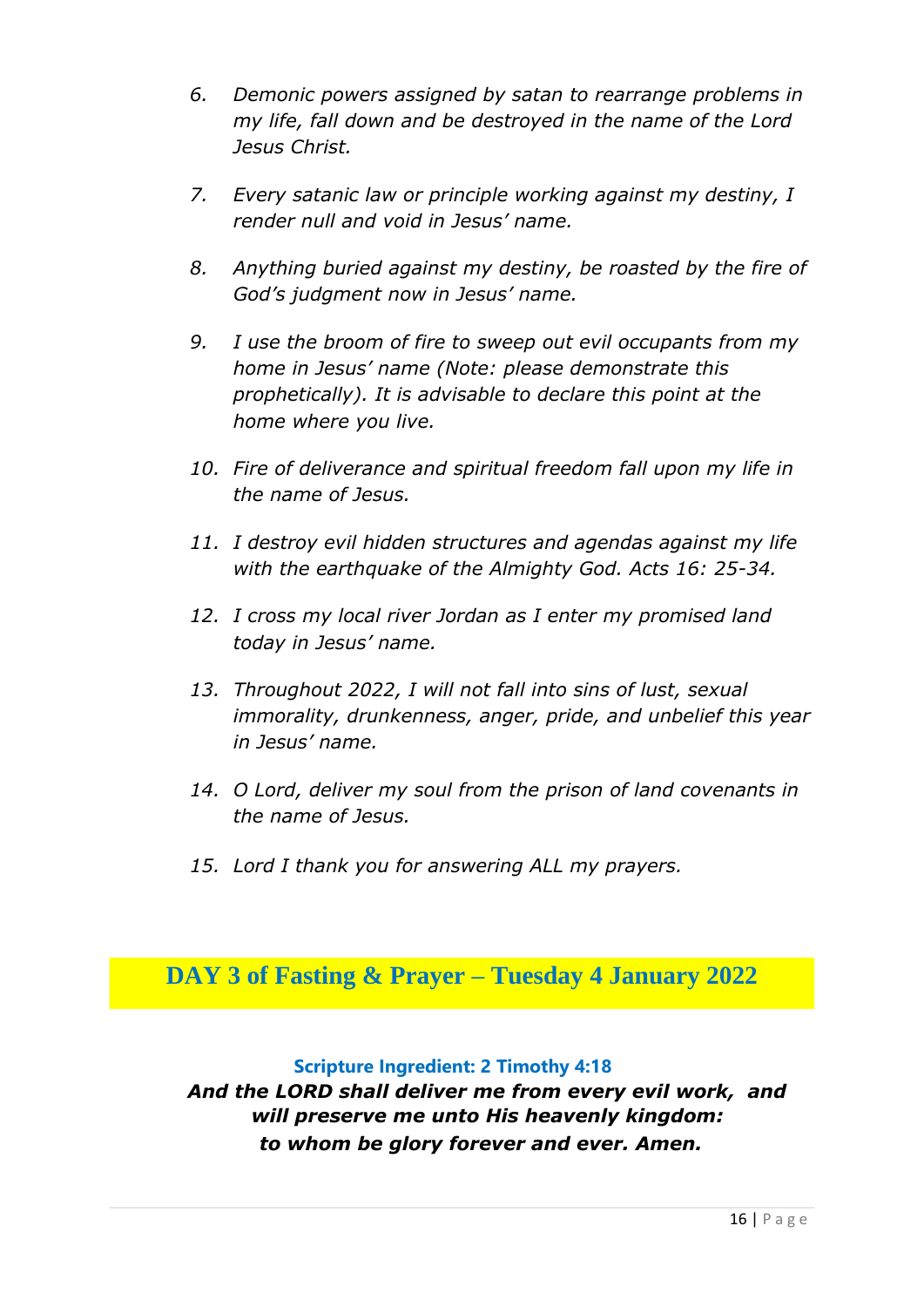6. *Demonic powers assigned by satan to rearrange problems in my life, fall down and be destroyed in the name of the Lord Jesus Christ.*

7. *Every satanic law or principle working against my destiny, I render null and void in Jesus' name.*

8. *Anything buried against my destiny, be roasted by the fire of God's judgment now in Jesus' name.*

9. *I use the broom of fire to sweep out evil occupants from my home in Jesus' name (Note: please demonstrate this prophetically). It is advisable to declare this point at the home where you live.*

10. *Fire of deliverance and spiritual freedom fall upon my life in the name of Jesus.*

11. *I destroy evil hidden structures and agendas against my life with the earthquake of the Almighty God. Acts 16: 25-34.*

12. *I cross my local river Jordan as I enter my promised land today in Jesus' name.*

13. *Throughout 2022, I will not fall into sins of lust, sexual immorality, drunkenness, anger, pride, and unbelief this year in Jesus' name.*

14. *O Lord, deliver my soul from the prison of land covenants in the name of Jesus.*

15. *Lord I thank you for answering ALL my prayers.*

## DAY 3 of Fasting & Prayer – Tuesday 4 January 2022

**Scripture Ingredient: 2 Timothy 4:18**

***And the LORD shall deliver me from every evil work, and will preserve me unto His heavenly kingdom: to whom be glory forever and ever. Amen.***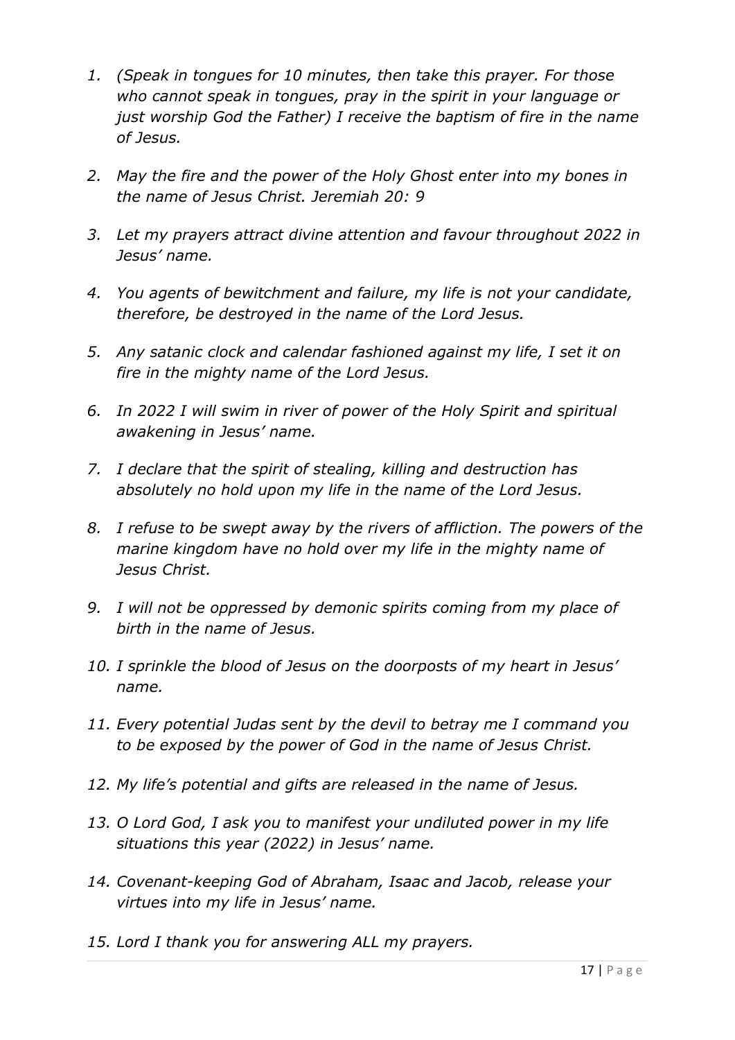1. *(Speak in tongues for 10 minutes, then take this prayer. For those who cannot speak in tongues, pray in the spirit in your language or just worship God the Father) I receive the baptism of fire in the name of Jesus.*

2. *May the fire and the power of the Holy Ghost enter into my bones in the name of Jesus Christ. Jeremiah 20: 9*

3. *Let my prayers attract divine attention and favour throughout 2022 in Jesus' name.*

4. *You agents of bewitchment and failure, my life is not your candidate, therefore, be destroyed in the name of the Lord Jesus.*

5. *Any satanic clock and calendar fashioned against my life, I set it on fire in the mighty name of the Lord Jesus.*

6. *In 2022 I will swim in river of power of the Holy Spirit and spiritual awakening in Jesus' name.*

7. *I declare that the spirit of stealing, killing and destruction has absolutely no hold upon my life in the name of the Lord Jesus.*

8. *I refuse to be swept away by the rivers of affliction. The powers of the marine kingdom have no hold over my life in the mighty name of Jesus Christ.*

9. *I will not be oppressed by demonic spirits coming from my place of birth in the name of Jesus.*

10. *I sprinkle the blood of Jesus on the doorposts of my heart in Jesus' name.*

11. *Every potential Judas sent by the devil to betray me I command you to be exposed by the power of God in the name of Jesus Christ.*

12. *My life's potential and gifts are released in the name of Jesus.*

13. *O Lord God, I ask you to manifest your undiluted power in my life situations this year (2022) in Jesus' name.*

14. *Covenant-keeping God of Abraham, Isaac and Jacob, release your virtues into my life in Jesus' name.*

15. *Lord I thank you for answering ALL my prayers.*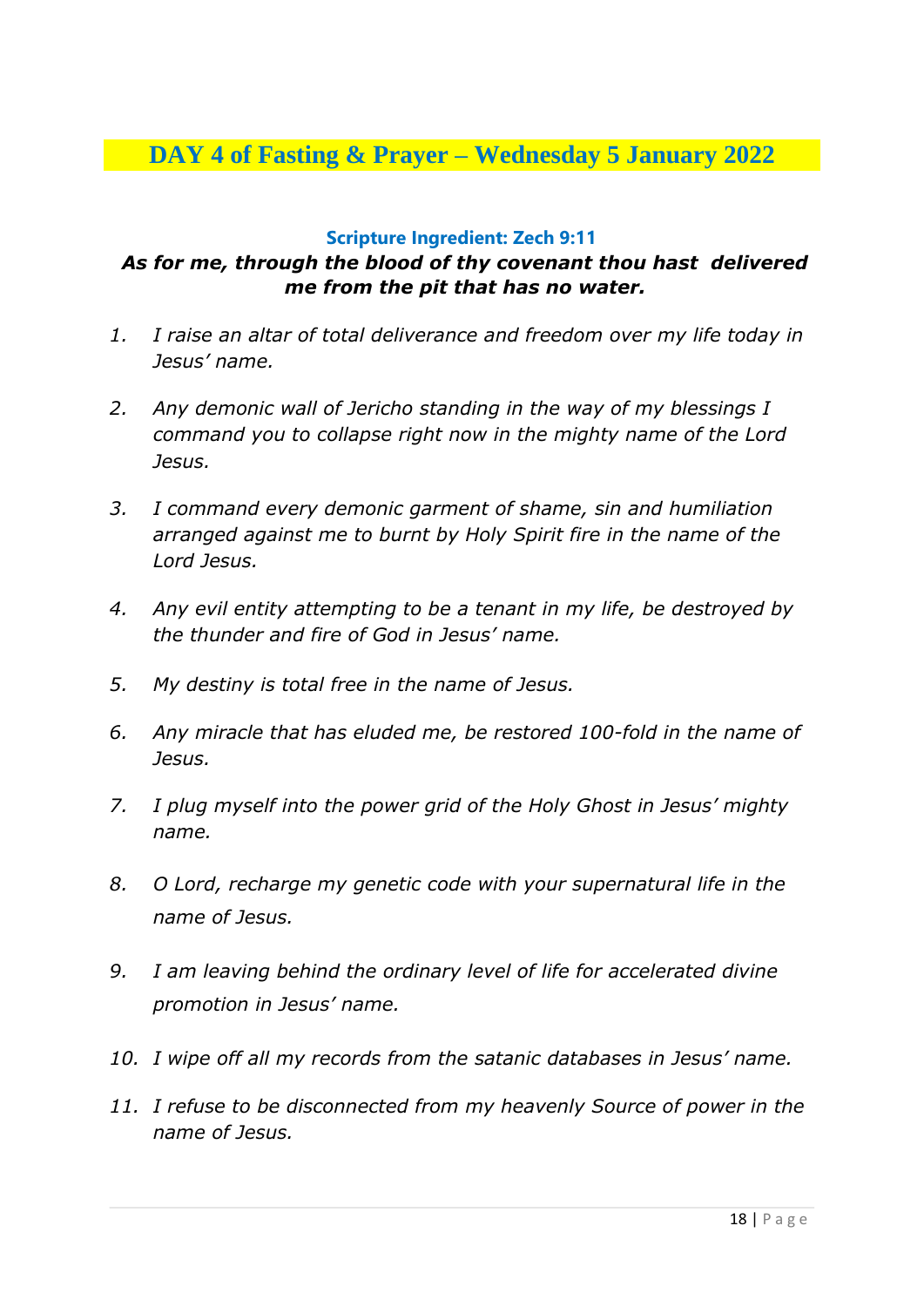# DAY 4 of Fasting & Prayer – Wednesday 5 January 2022

**Scripture Ingredient: Zech 9:11**

***As for me, through the blood of thy covenant thou hast delivered me from the pit that has no water.***

1. *I raise an altar of total deliverance and freedom over my life today in Jesus' name.*
2. *Any demonic wall of Jericho standing in the way of my blessings I command you to collapse right now in the mighty name of the Lord Jesus.*
3. *I command every demonic garment of shame, sin and humiliation arranged against me to burnt by Holy Spirit fire in the name of the Lord Jesus.*
4. *Any evil entity attempting to be a tenant in my life, be destroyed by the thunder and fire of God in Jesus' name.*
5. *My destiny is total free in the name of Jesus.*
6. *Any miracle that has eluded me, be restored 100-fold in the name of Jesus.*
7. *I plug myself into the power grid of the Holy Ghost in Jesus' mighty name.*
8. *O Lord, recharge my genetic code with your supernatural life in the name of Jesus.*
9. *I am leaving behind the ordinary level of life for accelerated divine promotion in Jesus' name.*
10. *I wipe off all my records from the satanic databases in Jesus' name.*
11. *I refuse to be disconnected from my heavenly Source of power in the name of Jesus.*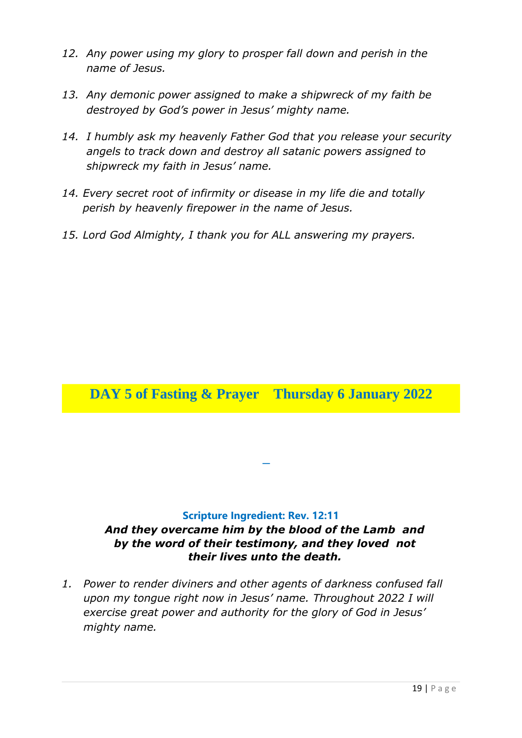12. *Any power using my glory to prosper fall down and perish in the name of Jesus.*

13. *Any demonic power assigned to make a shipwreck of my faith be destroyed by God's power in Jesus' mighty name.*

14. *I humbly ask my heavenly Father God that you release your security angels to track down and destroy all satanic powers assigned to shipwreck my faith in Jesus' name.*

14. *Every secret root of infirmity or disease in my life die and totally perish by heavenly firepower in the name of Jesus.*

15. *Lord God Almighty, I thank you for ALL answering my prayers.*

## DAY 5 of Fasting & Prayer    Thursday 6 January 2022

**Scripture Ingredient: Rev. 12:11**

***And they overcame him by the blood of the Lamb and by the word of their testimony, and they loved not their lives unto the death.***

1. *Power to render diviners and other agents of darkness confused fall upon my tongue right now in Jesus' name. Throughout 2022 I will exercise great power and authority for the glory of God in Jesus' mighty name.*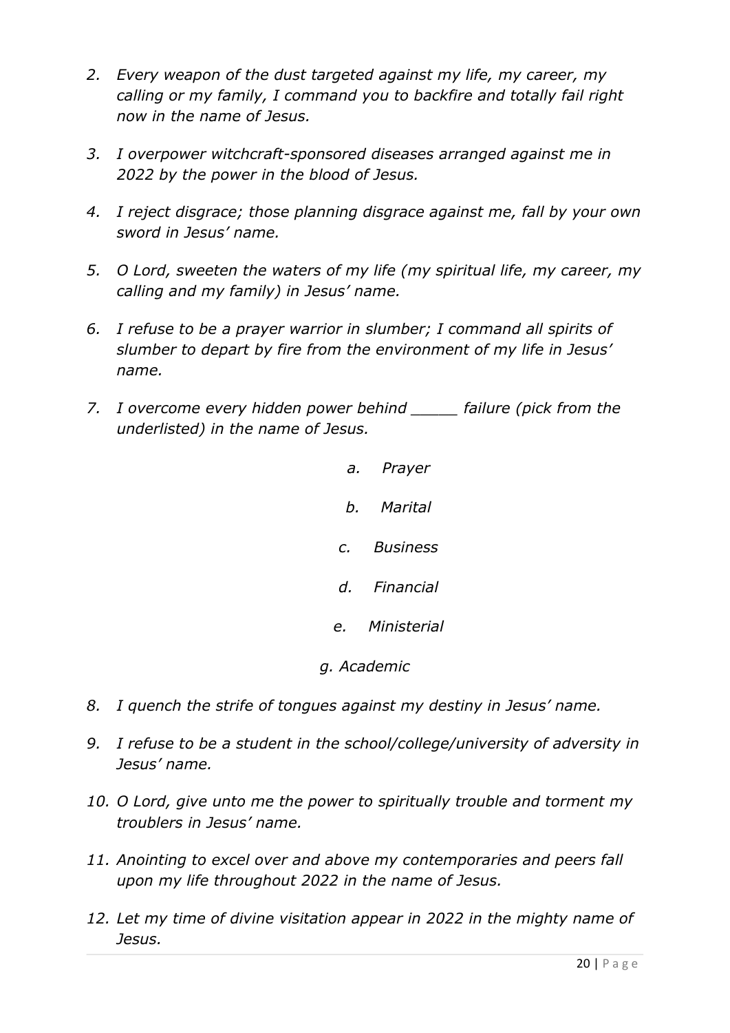2. *Every weapon of the dust targeted against my life, my career, my calling or my family, I command you to backfire and totally fail right now in the name of Jesus.*

3. *I overpower witchcraft-sponsored diseases arranged against me in 2022 by the power in the blood of Jesus.*

4. *I reject disgrace; those planning disgrace against me, fall by your own sword in Jesus' name.*

5. *O Lord, sweeten the waters of my life (my spiritual life, my career, my calling and my family) in Jesus' name.*

6. *I refuse to be a prayer warrior in slumber; I command all spirits of slumber to depart by fire from the environment of my life in Jesus' name.*

7. *I overcome every hidden power behind _____ failure (pick from the underlisted) in the name of Jesus.*

   a. *Prayer*

   b. *Marital*

   c. *Business*

   d. *Financial*

   e. *Ministerial*

   g. *Academic*

8. *I quench the strife of tongues against my destiny in Jesus' name.*

9. *I refuse to be a student in the school/college/university of adversity in Jesus' name.*

10. *O Lord, give unto me the power to spiritually trouble and torment my troublers in Jesus' name.*

11. *Anointing to excel over and above my contemporaries and peers fall upon my life throughout 2022 in the name of Jesus.*

12. *Let my time of divine visitation appear in 2022 in the mighty name of Jesus.*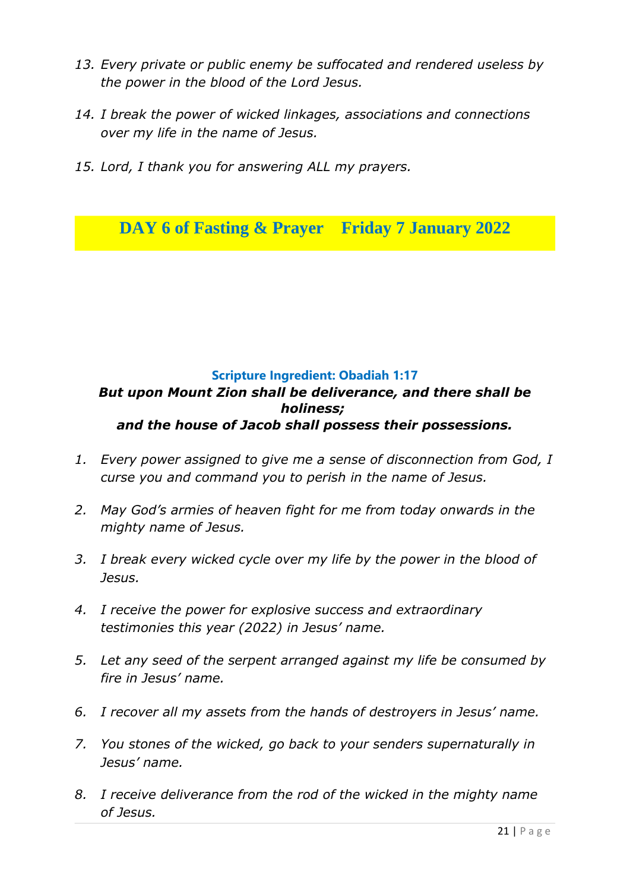13. *Every private or public enemy be suffocated and rendered useless by the power in the blood of the Lord Jesus.*

14. *I break the power of wicked linkages, associations and connections over my life in the name of Jesus.*

15. *Lord, I thank you for answering ALL my prayers.*

## DAY 6 of Fasting & Prayer    Friday 7 January 2022

**Scripture Ingredient: Obadiah 1:17**

***But upon Mount Zion shall be deliverance, and there shall be holiness;***
***and the house of Jacob shall possess their possessions.***

1. *Every power assigned to give me a sense of disconnection from God, I curse you and command you to perish in the name of Jesus.*

2. *May God's armies of heaven fight for me from today onwards in the mighty name of Jesus.*

3. *I break every wicked cycle over my life by the power in the blood of Jesus.*

4. *I receive the power for explosive success and extraordinary testimonies this year (2022) in Jesus' name.*

5. *Let any seed of the serpent arranged against my life be consumed by fire in Jesus' name.*

6. *I recover all my assets from the hands of destroyers in Jesus' name.*

7. *You stones of the wicked, go back to your senders supernaturally in Jesus' name.*

8. *I receive deliverance from the rod of the wicked in the mighty name of Jesus.*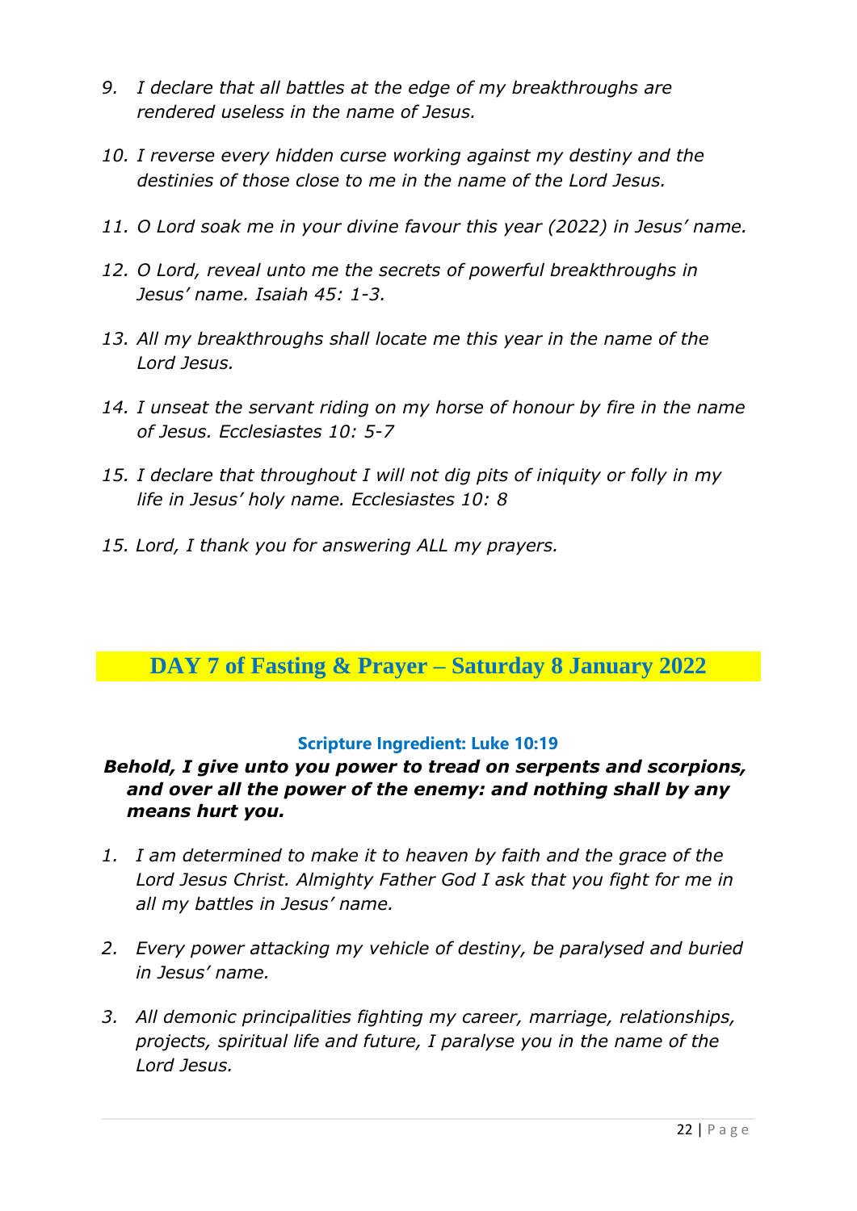9. *I declare that all battles at the edge of my breakthroughs are rendered useless in the name of Jesus.*

10. *I reverse every hidden curse working against my destiny and the destinies of those close to me in the name of the Lord Jesus.*

11. *O Lord soak me in your divine favour this year (2022) in Jesus' name.*

12. *O Lord, reveal unto me the secrets of powerful breakthroughs in Jesus' name. Isaiah 45: 1-3.*

13. *All my breakthroughs shall locate me this year in the name of the Lord Jesus.*

14. *I unseat the servant riding on my horse of honour by fire in the name of Jesus. Ecclesiastes 10: 5-7*

15. *I declare that throughout I will not dig pits of iniquity or folly in my life in Jesus' holy name. Ecclesiastes 10: 8*

15. *Lord, I thank you for answering ALL my prayers.*

## DAY 7 of Fasting & Prayer – Saturday 8 January 2022

**Scripture Ingredient: Luke 10:19**

***Behold, I give unto you power to tread on serpents and scorpions, and over all the power of the enemy: and nothing shall by any means hurt you.***

1. *I am determined to make it to heaven by faith and the grace of the Lord Jesus Christ. Almighty Father God I ask that you fight for me in all my battles in Jesus' name.*

2. *Every power attacking my vehicle of destiny, be paralysed and buried in Jesus' name.*

3. *All demonic principalities fighting my career, marriage, relationships, projects, spiritual life and future, I paralyse you in the name of the Lord Jesus.*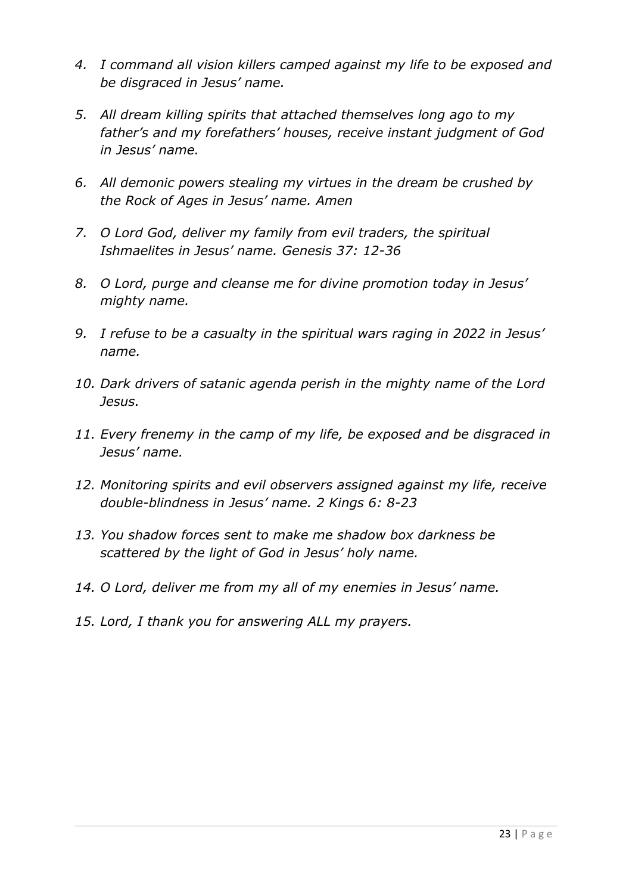4. *I command all vision killers camped against my life to be exposed and be disgraced in Jesus' name.*
5. *All dream killing spirits that attached themselves long ago to my father's and my forefathers' houses, receive instant judgment of God in Jesus' name.*
6. *All demonic powers stealing my virtues in the dream be crushed by the Rock of Ages in Jesus' name. Amen*
7. *O Lord God, deliver my family from evil traders, the spiritual Ishmaelites in Jesus' name. Genesis 37: 12-36*
8. *O Lord, purge and cleanse me for divine promotion today in Jesus' mighty name.*
9. *I refuse to be a casualty in the spiritual wars raging in 2022 in Jesus' name.*
10. *Dark drivers of satanic agenda perish in the mighty name of the Lord Jesus.*
11. *Every frenemy in the camp of my life, be exposed and be disgraced in Jesus' name.*
12. *Monitoring spirits and evil observers assigned against my life, receive double-blindness in Jesus' name. 2 Kings 6: 8-23*
13. *You shadow forces sent to make me shadow box darkness be scattered by the light of God in Jesus' holy name.*
14. *O Lord, deliver me from my all of my enemies in Jesus' name.*
15. *Lord, I thank you for answering ALL my prayers.*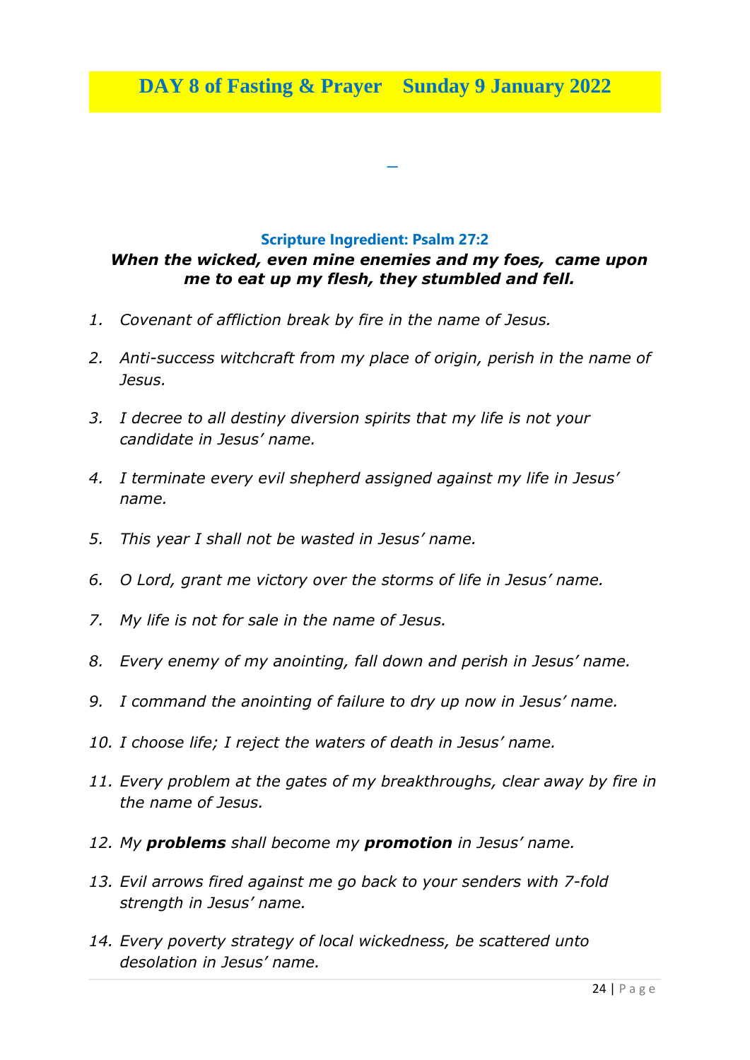# DAY 8 of Fasting & Prayer Sunday 9 January 2022

### Scripture Ingredient: Psalm 27:2

***When the wicked, even mine enemies and my foes, came upon me to eat up my flesh, they stumbled and fell.***

1. *Covenant of affliction break by fire in the name of Jesus.*
2. *Anti-success witchcraft from my place of origin, perish in the name of Jesus.*
3. *I decree to all destiny diversion spirits that my life is not your candidate in Jesus' name.*
4. *I terminate every evil shepherd assigned against my life in Jesus' name.*
5. *This year I shall not be wasted in Jesus' name.*
6. *O Lord, grant me victory over the storms of life in Jesus' name.*
7. *My life is not for sale in the name of Jesus.*
8. *Every enemy of my anointing, fall down and perish in Jesus' name.*
9. *I command the anointing of failure to dry up now in Jesus' name.*
10. *I choose life; I reject the waters of death in Jesus' name.*
11. *Every problem at the gates of my breakthroughs, clear away by fire in the name of Jesus.*
12. *My **problems** shall become my **promotion** in Jesus' name.*
13. *Evil arrows fired against me go back to your senders with 7-fold strength in Jesus' name.*
14. *Every poverty strategy of local wickedness, be scattered unto desolation in Jesus' name.*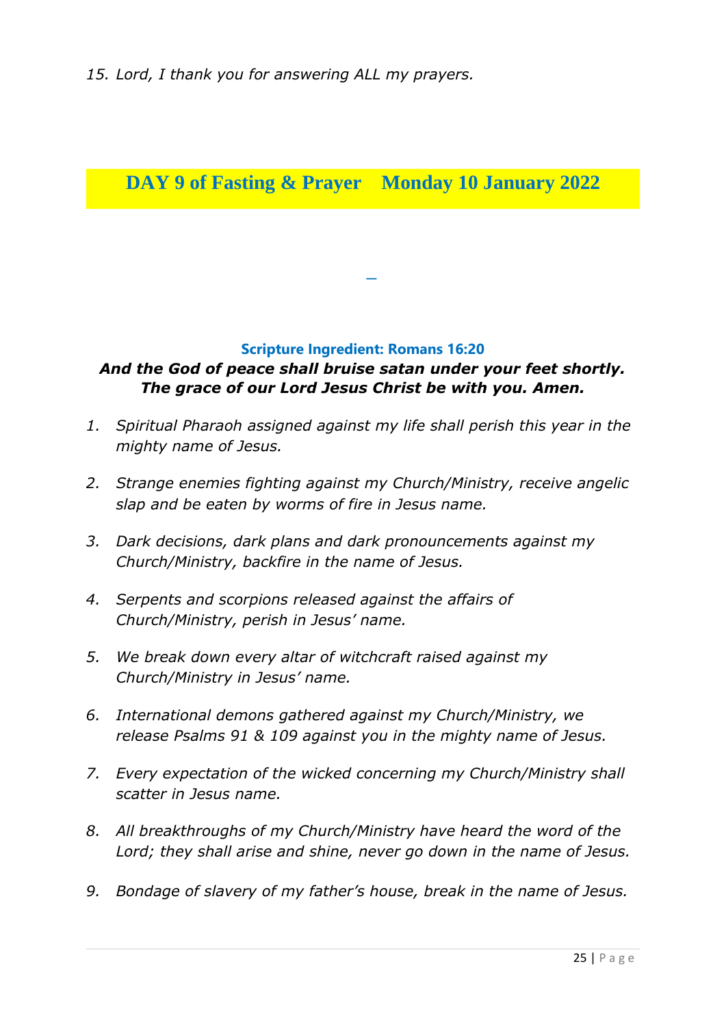*15. Lord, I thank you for answering ALL my prayers.*

## DAY 9 of Fasting & Prayer    Monday 10 January 2022

**Scripture Ingredient: Romans 16:20**

***And the God of peace shall bruise satan under your feet shortly. The grace of our Lord Jesus Christ be with you. Amen.***

1. *Spiritual Pharaoh assigned against my life shall perish this year in the mighty name of Jesus.*
2. *Strange enemies fighting against my Church/Ministry, receive angelic slap and be eaten by worms of fire in Jesus name.*
3. *Dark decisions, dark plans and dark pronouncements against my Church/Ministry, backfire in the name of Jesus.*
4. *Serpents and scorpions released against the affairs of Church/Ministry, perish in Jesus' name.*
5. *We break down every altar of witchcraft raised against my Church/Ministry in Jesus' name.*
6. *International demons gathered against my Church/Ministry, we release Psalms 91 & 109 against you in the mighty name of Jesus.*
7. *Every expectation of the wicked concerning my Church/Ministry shall scatter in Jesus name.*
8. *All breakthroughs of my Church/Ministry have heard the word of the Lord; they shall arise and shine, never go down in the name of Jesus.*
9. *Bondage of slavery of my father's house, break in the name of Jesus.*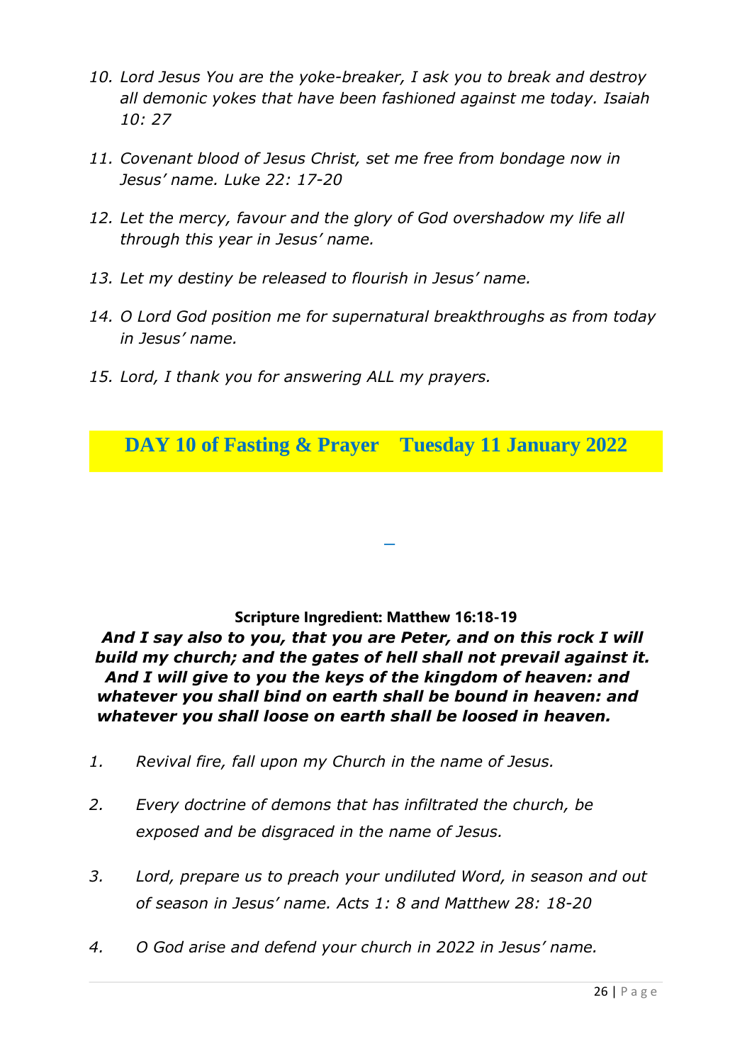10. *Lord Jesus You are the yoke-breaker, I ask you to break and destroy all demonic yokes that have been fashioned against me today. Isaiah 10: 27*

11. *Covenant blood of Jesus Christ, set me free from bondage now in Jesus' name. Luke 22: 17-20*

12. *Let the mercy, favour and the glory of God overshadow my life all through this year in Jesus' name.*

13. *Let my destiny be released to flourish in Jesus' name.*

14. *O Lord God position me for supernatural breakthroughs as from today in Jesus' name.*

15. *Lord, I thank you for answering ALL my prayers.*

## DAY 10 of Fasting & Prayer    Tuesday 11 January 2022

**Scripture Ingredient: Matthew 16:18-19**

***And I say also to you, that you are Peter, and on this rock I will build my church; and the gates of hell shall not prevail against it. And I will give to you the keys of the kingdom of heaven: and whatever you shall bind on earth shall be bound in heaven: and whatever you shall loose on earth shall be loosed in heaven.***

1. *Revival fire, fall upon my Church in the name of Jesus.*

2. *Every doctrine of demons that has infiltrated the church, be exposed and be disgraced in the name of Jesus.*

3. *Lord, prepare us to preach your undiluted Word, in season and out of season in Jesus' name. Acts 1: 8 and Matthew 28: 18-20*

4. *O God arise and defend your church in 2022 in Jesus' name.*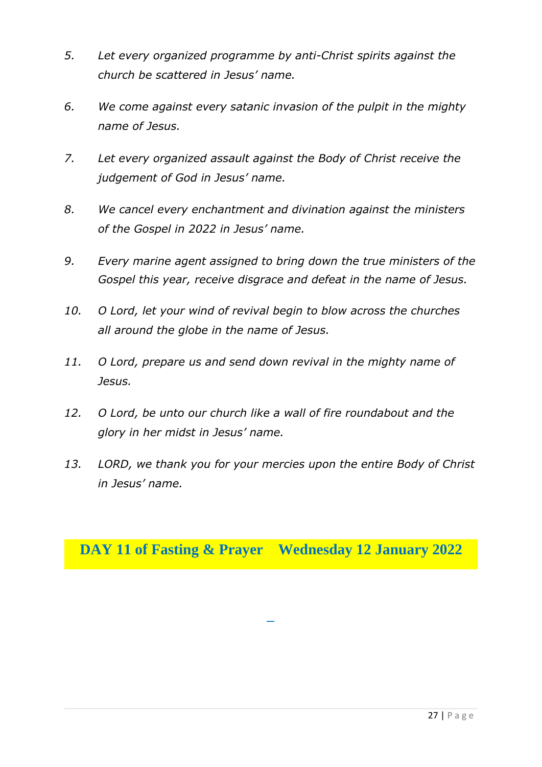5. *Let every organized programme by anti-Christ spirits against the church be scattered in Jesus' name.*

6. *We come against every satanic invasion of the pulpit in the mighty name of Jesus.*

7. *Let every organized assault against the Body of Christ receive the judgement of God in Jesus' name.*

8. *We cancel every enchantment and divination against the ministers of the Gospel in 2022 in Jesus' name.*

9. *Every marine agent assigned to bring down the true ministers of the Gospel this year, receive disgrace and defeat in the name of Jesus.*

10. *O Lord, let your wind of revival begin to blow across the churches all around the globe in the name of Jesus.*

11. *O Lord, prepare us and send down revival in the mighty name of Jesus.*

12. *O Lord, be unto our church like a wall of fire roundabout and the glory in her midst in Jesus' name.*

13. *LORD, we thank you for your mercies upon the entire Body of Christ in Jesus' name.*

## DAY 11 of Fasting & Prayer Wednesday 12 January 2022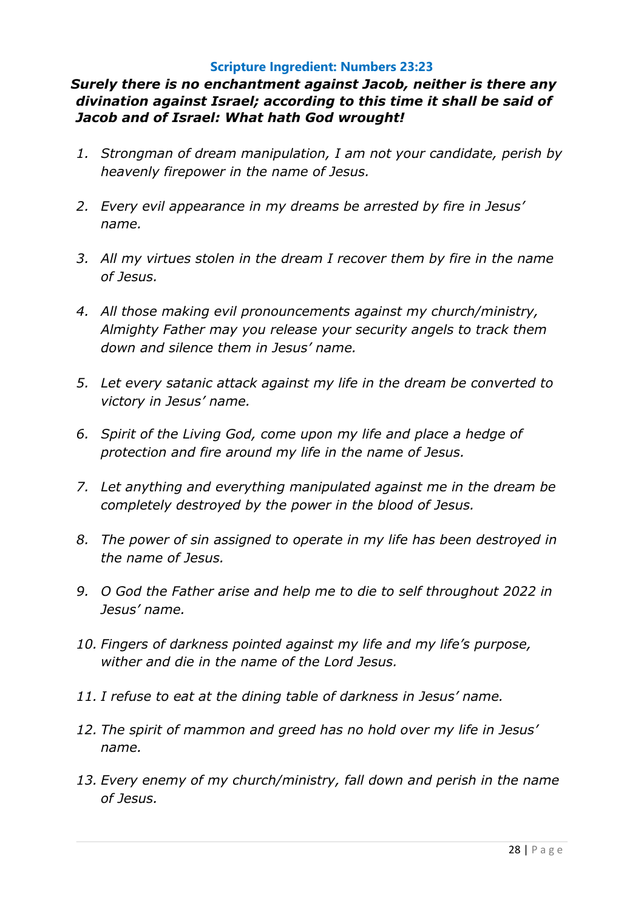### Scripture Ingredient: Numbers 23:23

***Surely there is no enchantment against Jacob, neither is there any divination against Israel; according to this time it shall be said of Jacob and of Israel: What hath God wrought!***

1. *Strongman of dream manipulation, I am not your candidate, perish by heavenly firepower in the name of Jesus.*

2. *Every evil appearance in my dreams be arrested by fire in Jesus' name.*

3. *All my virtues stolen in the dream I recover them by fire in the name of Jesus.*

4. *All those making evil pronouncements against my church/ministry, Almighty Father may you release your security angels to track them down and silence them in Jesus' name.*

5. *Let every satanic attack against my life in the dream be converted to victory in Jesus' name.*

6. *Spirit of the Living God, come upon my life and place a hedge of protection and fire around my life in the name of Jesus.*

7. *Let anything and everything manipulated against me in the dream be completely destroyed by the power in the blood of Jesus.*

8. *The power of sin assigned to operate in my life has been destroyed in the name of Jesus.*

9. *O God the Father arise and help me to die to self throughout 2022 in Jesus' name.*

10. *Fingers of darkness pointed against my life and my life's purpose, wither and die in the name of the Lord Jesus.*

11. *I refuse to eat at the dining table of darkness in Jesus' name.*

12. *The spirit of mammon and greed has no hold over my life in Jesus' name.*

13. *Every enemy of my church/ministry, fall down and perish in the name of Jesus.*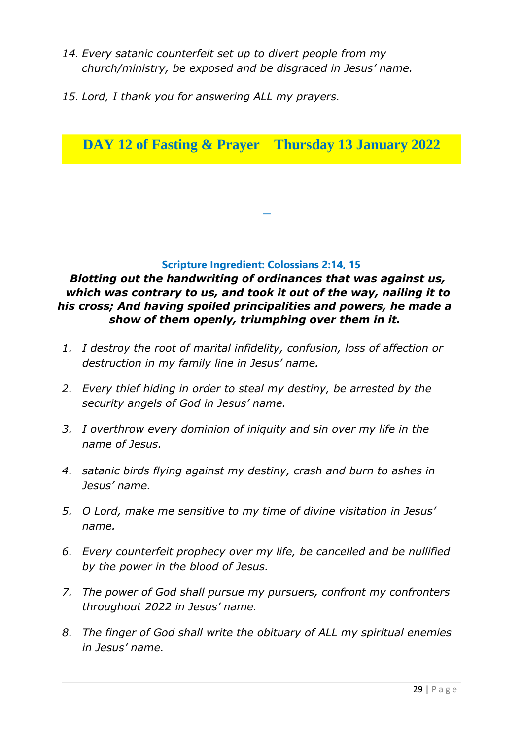14. *Every satanic counterfeit set up to divert people from my church/ministry, be exposed and be disgraced in Jesus' name.*

15. *Lord, I thank you for answering ALL my prayers.*

## DAY 12 of Fasting & Prayer    Thursday 13 January 2022

**Scripture Ingredient: Colossians 2:14, 15**

***Blotting out the handwriting of ordinances that was against us, which was contrary to us, and took it out of the way, nailing it to his cross; And having spoiled principalities and powers, he made a show of them openly, triumphing over them in it.***

1. *I destroy the root of marital infidelity, confusion, loss of affection or destruction in my family line in Jesus' name.*

2. *Every thief hiding in order to steal my destiny, be arrested by the security angels of God in Jesus' name.*

3. *I overthrow every dominion of iniquity and sin over my life in the name of Jesus.*

4. *satanic birds flying against my destiny, crash and burn to ashes in Jesus' name.*

5. *O Lord, make me sensitive to my time of divine visitation in Jesus' name.*

6. *Every counterfeit prophecy over my life, be cancelled and be nullified by the power in the blood of Jesus.*

7. *The power of God shall pursue my pursuers, confront my confronters throughout 2022 in Jesus' name.*

8. *The finger of God shall write the obituary of ALL my spiritual enemies in Jesus' name.*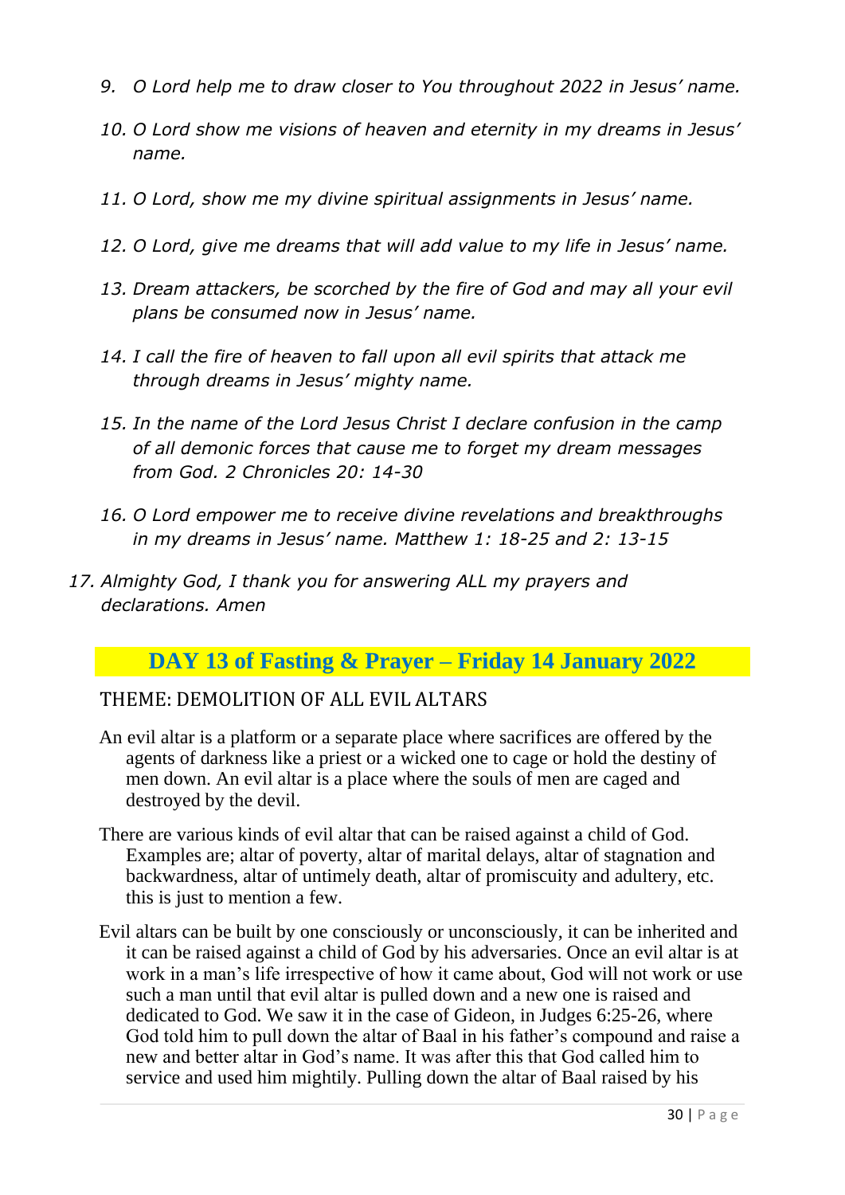9. *O Lord help me to draw closer to You throughout 2022 in Jesus' name.*
10. *O Lord show me visions of heaven and eternity in my dreams in Jesus' name.*
11. *O Lord, show me my divine spiritual assignments in Jesus' name.*
12. *O Lord, give me dreams that will add value to my life in Jesus' name.*
13. *Dream attackers, be scorched by the fire of God and may all your evil plans be consumed now in Jesus' name.*
14. *I call the fire of heaven to fall upon all evil spirits that attack me through dreams in Jesus' mighty name.*
15. *In the name of the Lord Jesus Christ I declare confusion in the camp of all demonic forces that cause me to forget my dream messages from God. 2 Chronicles 20: 14-30*
16. *O Lord empower me to receive divine revelations and breakthroughs in my dreams in Jesus' name. Matthew 1: 18-25 and 2: 13-15*
17. *Almighty God, I thank you for answering ALL my prayers and declarations. Amen*

## DAY 13 of Fasting & Prayer – Friday 14 January 2022

### THEME: DEMOLITION OF ALL EVIL ALTARS

An evil altar is a platform or a separate place where sacrifices are offered by the agents of darkness like a priest or a wicked one to cage or hold the destiny of men down. An evil altar is a place where the souls of men are caged and destroyed by the devil.

There are various kinds of evil altar that can be raised against a child of God. Examples are; altar of poverty, altar of marital delays, altar of stagnation and backwardness, altar of untimely death, altar of promiscuity and adultery, etc. this is just to mention a few.

Evil altars can be built by one consciously or unconsciously, it can be inherited and it can be raised against a child of God by his adversaries. Once an evil altar is at work in a man's life irrespective of how it came about, God will not work or use such a man until that evil altar is pulled down and a new one is raised and dedicated to God. We saw it in the case of Gideon, in Judges 6:25-26, where God told him to pull down the altar of Baal in his father's compound and raise a new and better altar in God's name. It was after this that God called him to service and used him mightily. Pulling down the altar of Baal raised by his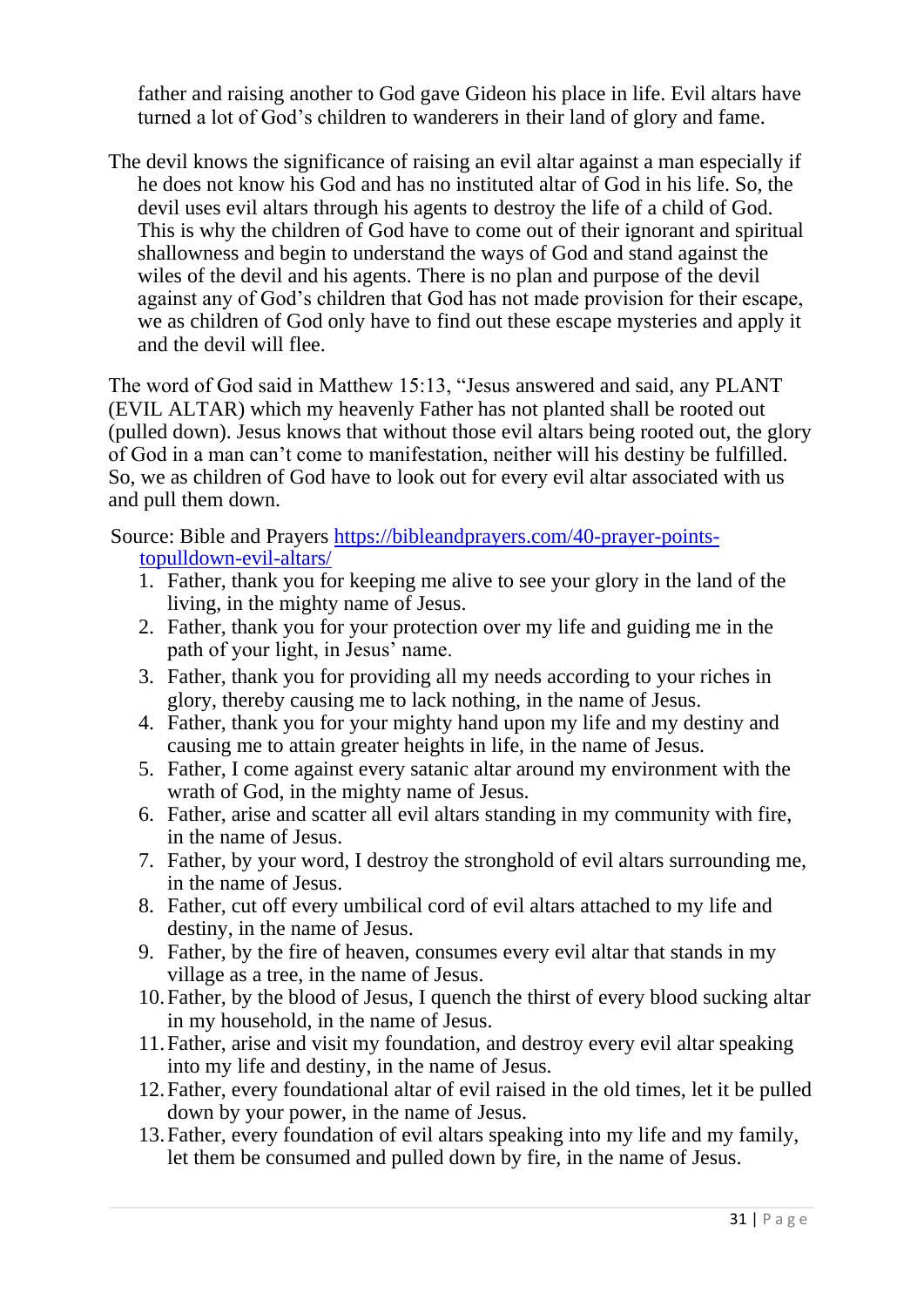father and raising another to God gave Gideon his place in life. Evil altars have turned a lot of God's children to wanderers in their land of glory and fame.

The devil knows the significance of raising an evil altar against a man especially if he does not know his God and has no instituted altar of God in his life. So, the devil uses evil altars through his agents to destroy the life of a child of God. This is why the children of God have to come out of their ignorant and spiritual shallowness and begin to understand the ways of God and stand against the wiles of the devil and his agents. There is no plan and purpose of the devil against any of God's children that God has not made provision for their escape, we as children of God only have to find out these escape mysteries and apply it and the devil will flee.

The word of God said in Matthew 15:13, "Jesus answered and said, any PLANT (EVIL ALTAR) which my heavenly Father has not planted shall be rooted out (pulled down). Jesus knows that without those evil altars being rooted out, the glory of God in a man can't come to manifestation, neither will his destiny be fulfilled. So, we as children of God have to look out for every evil altar associated with us and pull them down.

Source: Bible and Prayers [https://bibleandprayers.com/40-prayer-points-topulldown-evil-altars/](https://bibleandprayers.com/40-prayer-points-topulldown-evil-altars/)

1. Father, thank you for keeping me alive to see your glory in the land of the living, in the mighty name of Jesus.
2. Father, thank you for your protection over my life and guiding me in the path of your light, in Jesus' name.
3. Father, thank you for providing all my needs according to your riches in glory, thereby causing me to lack nothing, in the name of Jesus.
4. Father, thank you for your mighty hand upon my life and my destiny and causing me to attain greater heights in life, in the name of Jesus.
5. Father, I come against every satanic altar around my environment with the wrath of God, in the mighty name of Jesus.
6. Father, arise and scatter all evil altars standing in my community with fire, in the name of Jesus.
7. Father, by your word, I destroy the stronghold of evil altars surrounding me, in the name of Jesus.
8. Father, cut off every umbilical cord of evil altars attached to my life and destiny, in the name of Jesus.
9. Father, by the fire of heaven, consumes every evil altar that stands in my village as a tree, in the name of Jesus.
10. Father, by the blood of Jesus, I quench the thirst of every blood sucking altar in my household, in the name of Jesus.
11. Father, arise and visit my foundation, and destroy every evil altar speaking into my life and destiny, in the name of Jesus.
12. Father, every foundational altar of evil raised in the old times, let it be pulled down by your power, in the name of Jesus.
13. Father, every foundation of evil altars speaking into my life and my family, let them be consumed and pulled down by fire, in the name of Jesus.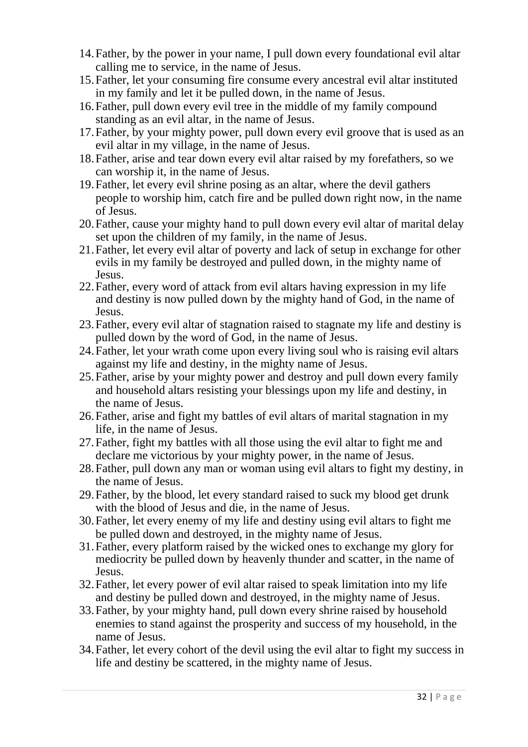14. Father, by the power in your name, I pull down every foundational evil altar calling me to service, in the name of Jesus.
15. Father, let your consuming fire consume every ancestral evil altar instituted in my family and let it be pulled down, in the name of Jesus.
16. Father, pull down every evil tree in the middle of my family compound standing as an evil altar, in the name of Jesus.
17. Father, by your mighty power, pull down every evil groove that is used as an evil altar in my village, in the name of Jesus.
18. Father, arise and tear down every evil altar raised by my forefathers, so we can worship it, in the name of Jesus.
19. Father, let every evil shrine posing as an altar, where the devil gathers people to worship him, catch fire and be pulled down right now, in the name of Jesus.
20. Father, cause your mighty hand to pull down every evil altar of marital delay set upon the children of my family, in the name of Jesus.
21. Father, let every evil altar of poverty and lack of setup in exchange for other evils in my family be destroyed and pulled down, in the mighty name of Jesus.
22. Father, every word of attack from evil altars having expression in my life and destiny is now pulled down by the mighty hand of God, in the name of Jesus.
23. Father, every evil altar of stagnation raised to stagnate my life and destiny is pulled down by the word of God, in the name of Jesus.
24. Father, let your wrath come upon every living soul who is raising evil altars against my life and destiny, in the mighty name of Jesus.
25. Father, arise by your mighty power and destroy and pull down every family and household altars resisting your blessings upon my life and destiny, in the name of Jesus.
26. Father, arise and fight my battles of evil altars of marital stagnation in my life, in the name of Jesus.
27. Father, fight my battles with all those using the evil altar to fight me and declare me victorious by your mighty power, in the name of Jesus.
28. Father, pull down any man or woman using evil altars to fight my destiny, in the name of Jesus.
29. Father, by the blood, let every standard raised to suck my blood get drunk with the blood of Jesus and die, in the name of Jesus.
30. Father, let every enemy of my life and destiny using evil altars to fight me be pulled down and destroyed, in the mighty name of Jesus.
31. Father, every platform raised by the wicked ones to exchange my glory for mediocrity be pulled down by heavenly thunder and scatter, in the name of Jesus.
32. Father, let every power of evil altar raised to speak limitation into my life and destiny be pulled down and destroyed, in the mighty name of Jesus.
33. Father, by your mighty hand, pull down every shrine raised by household enemies to stand against the prosperity and success of my household, in the name of Jesus.
34. Father, let every cohort of the devil using the evil altar to fight my success in life and destiny be scattered, in the mighty name of Jesus.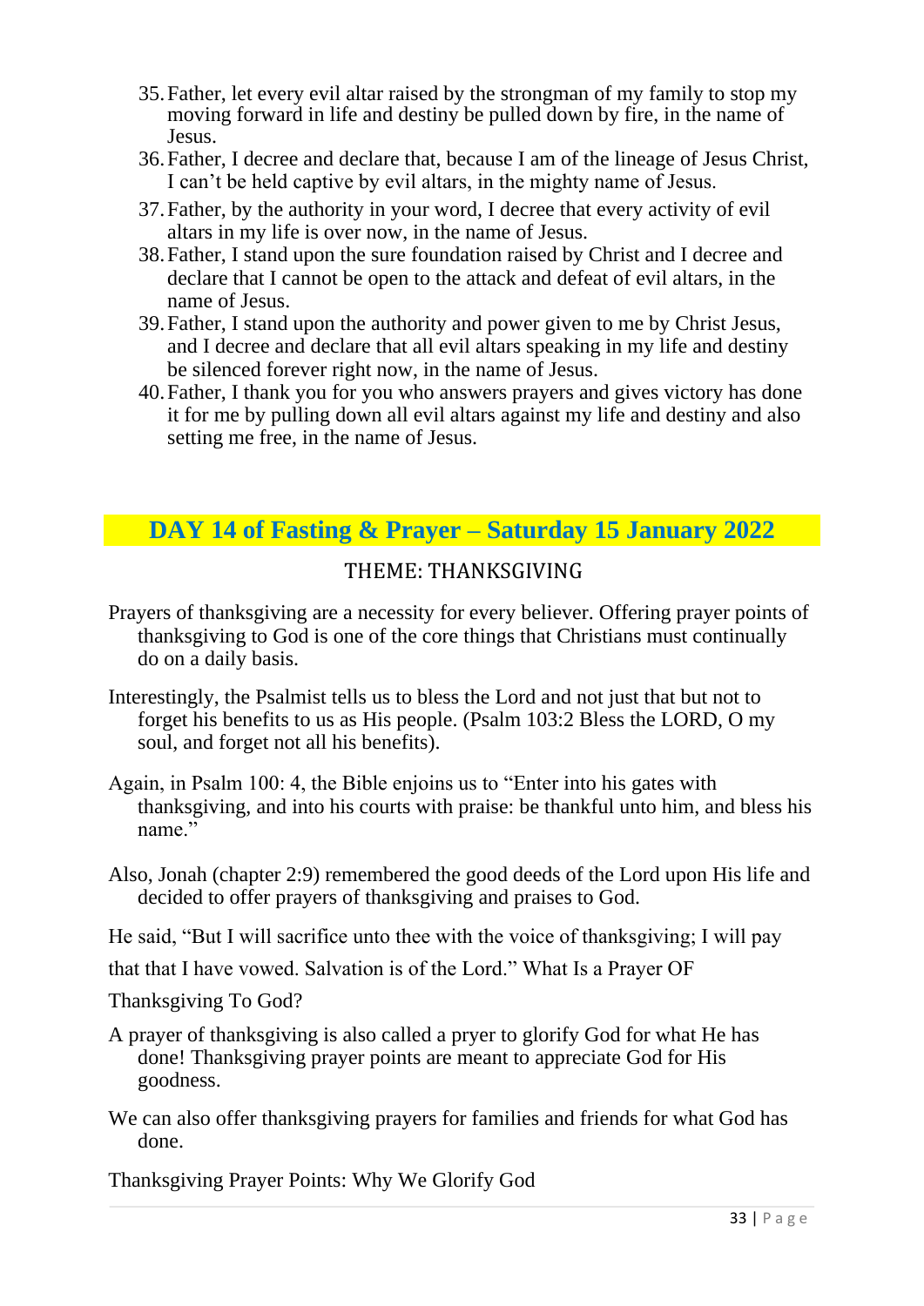35. Father, let every evil altar raised by the strongman of my family to stop my moving forward in life and destiny be pulled down by fire, in the name of Jesus.
36. Father, I decree and declare that, because I am of the lineage of Jesus Christ, I can't be held captive by evil altars, in the mighty name of Jesus.
37. Father, by the authority in your word, I decree that every activity of evil altars in my life is over now, in the name of Jesus.
38. Father, I stand upon the sure foundation raised by Christ and I decree and declare that I cannot be open to the attack and defeat of evil altars, in the name of Jesus.
39. Father, I stand upon the authority and power given to me by Christ Jesus, and I decree and declare that all evil altars speaking in my life and destiny be silenced forever right now, in the name of Jesus.
40. Father, I thank you for you who answers prayers and gives victory has done it for me by pulling down all evil altars against my life and destiny and also setting me free, in the name of Jesus.

## DAY 14 of Fasting & Prayer – Saturday 15 January 2022

### THEME: THANKSGIVING

Prayers of thanksgiving are a necessity for every believer. Offering prayer points of thanksgiving to God is one of the core things that Christians must continually do on a daily basis.

Interestingly, the Psalmist tells us to bless the Lord and not just that but not to forget his benefits to us as His people. (Psalm 103:2 Bless the LORD, O my soul, and forget not all his benefits).

Again, in Psalm 100: 4, the Bible enjoins us to "Enter into his gates with thanksgiving, and into his courts with praise: be thankful unto him, and bless his name."

Also, Jonah (chapter 2:9) remembered the good deeds of the Lord upon His life and decided to offer prayers of thanksgiving and praises to God.

He said, "But I will sacrifice unto thee with the voice of thanksgiving; I will pay that that I have vowed. Salvation is of the Lord." What Is a Prayer OF Thanksgiving To God?

A prayer of thanksgiving is also called a pryer to glorify God for what He has done! Thanksgiving prayer points are meant to appreciate God for His goodness.

We can also offer thanksgiving prayers for families and friends for what God has done.

Thanksgiving Prayer Points: Why We Glorify God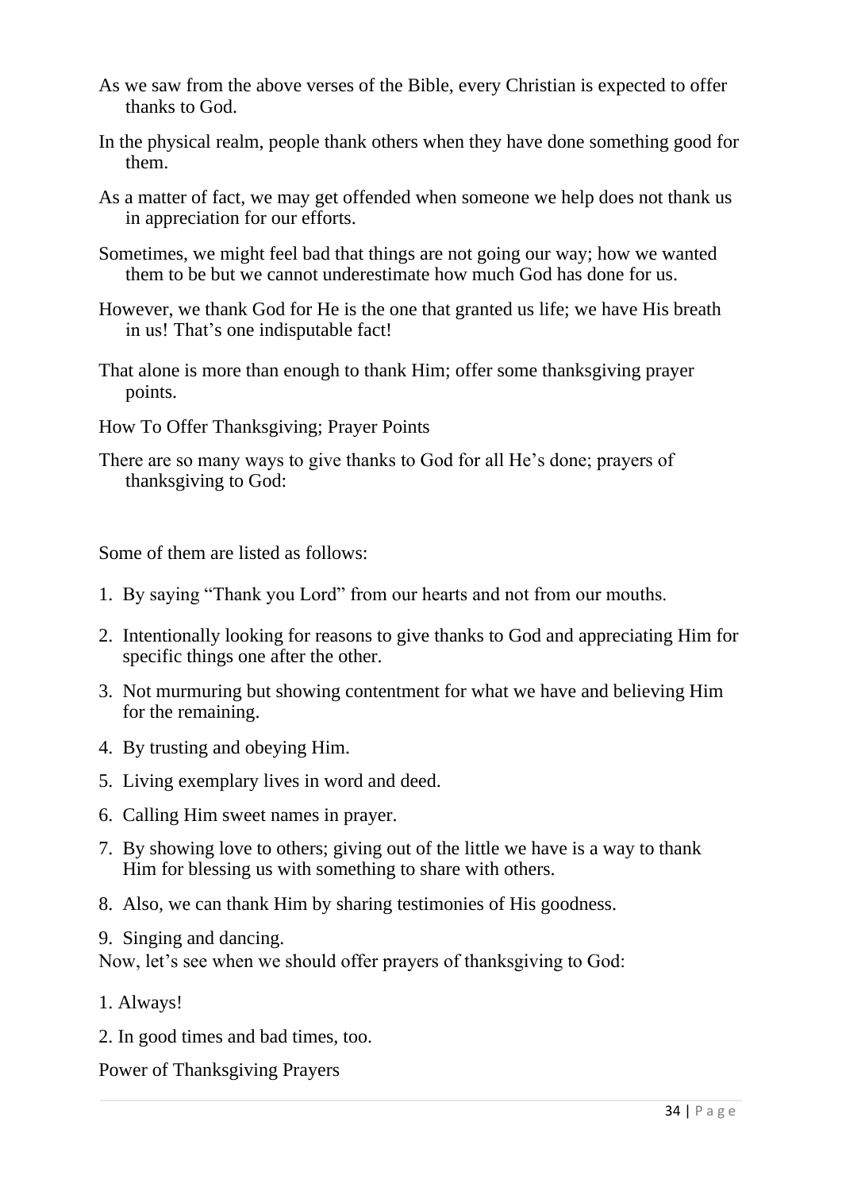As we saw from the above verses of the Bible, every Christian is expected to offer thanks to God.

In the physical realm, people thank others when they have done something good for them.

As a matter of fact, we may get offended when someone we help does not thank us in appreciation for our efforts.

Sometimes, we might feel bad that things are not going our way; how we wanted them to be but we cannot underestimate how much God has done for us.

However, we thank God for He is the one that granted us life; we have His breath in us! That's one indisputable fact!

That alone is more than enough to thank Him; offer some thanksgiving prayer points.

How To Offer Thanksgiving; Prayer Points

There are so many ways to give thanks to God for all He's done; prayers of thanksgiving to God:

Some of them are listed as follows:

1. By saying "Thank you Lord" from our hearts and not from our mouths.
2. Intentionally looking for reasons to give thanks to God and appreciating Him for specific things one after the other.
3. Not murmuring but showing contentment for what we have and believing Him for the remaining.
4. By trusting and obeying Him.
5. Living exemplary lives in word and deed.
6. Calling Him sweet names in prayer.
7. By showing love to others; giving out of the little we have is a way to thank Him for blessing us with something to share with others.
8. Also, we can thank Him by sharing testimonies of His goodness.
9. Singing and dancing.

Now, let's see when we should offer prayers of thanksgiving to God:

1. Always!
2. In good times and bad times, too.

Power of Thanksgiving Prayers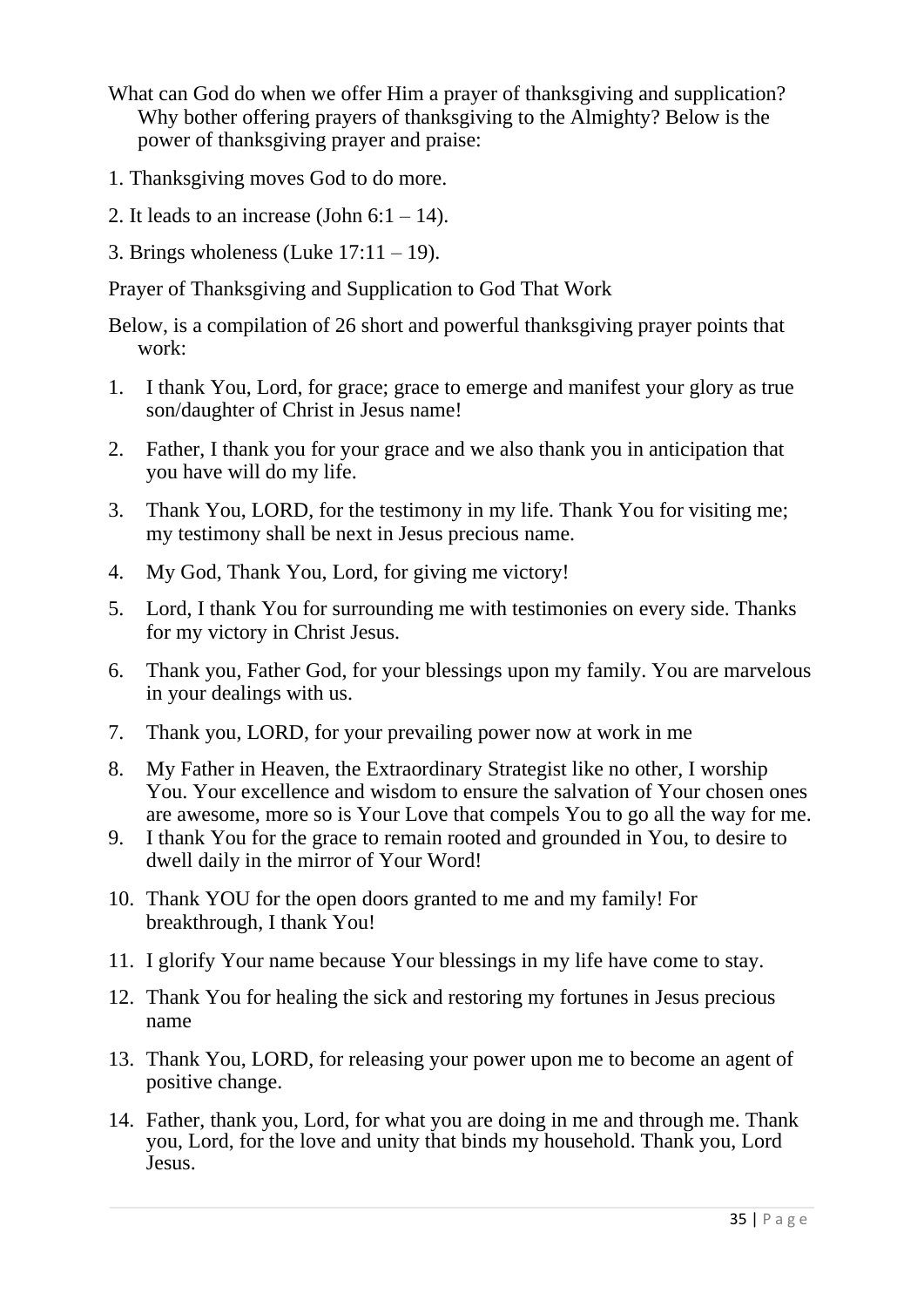What can God do when we offer Him a prayer of thanksgiving and supplication? Why bother offering prayers of thanksgiving to the Almighty? Below is the power of thanksgiving prayer and praise:

1. Thanksgiving moves God to do more.
2. It leads to an increase (John 6:1 – 14).
3. Brings wholeness (Luke 17:11 – 19).

Prayer of Thanksgiving and Supplication to God That Work

Below, is a compilation of 26 short and powerful thanksgiving prayer points that work:

1. I thank You, Lord, for grace; grace to emerge and manifest your glory as true son/daughter of Christ in Jesus name!
2. Father, I thank you for your grace and we also thank you in anticipation that you have will do my life.
3. Thank You, LORD, for the testimony in my life. Thank You for visiting me; my testimony shall be next in Jesus precious name.
4. My God, Thank You, Lord, for giving me victory!
5. Lord, I thank You for surrounding me with testimonies on every side. Thanks for my victory in Christ Jesus.
6. Thank you, Father God, for your blessings upon my family. You are marvelous in your dealings with us.
7. Thank you, LORD, for your prevailing power now at work in me
8. My Father in Heaven, the Extraordinary Strategist like no other, I worship You. Your excellence and wisdom to ensure the salvation of Your chosen ones are awesome, more so is Your Love that compels You to go all the way for me.
9. I thank You for the grace to remain rooted and grounded in You, to desire to dwell daily in the mirror of Your Word!
10. Thank YOU for the open doors granted to me and my family! For breakthrough, I thank You!
11. I glorify Your name because Your blessings in my life have come to stay.
12. Thank You for healing the sick and restoring my fortunes in Jesus precious name
13. Thank You, LORD, for releasing your power upon me to become an agent of positive change.
14. Father, thank you, Lord, for what you are doing in me and through me. Thank you, Lord, for the love and unity that binds my household. Thank you, Lord Jesus.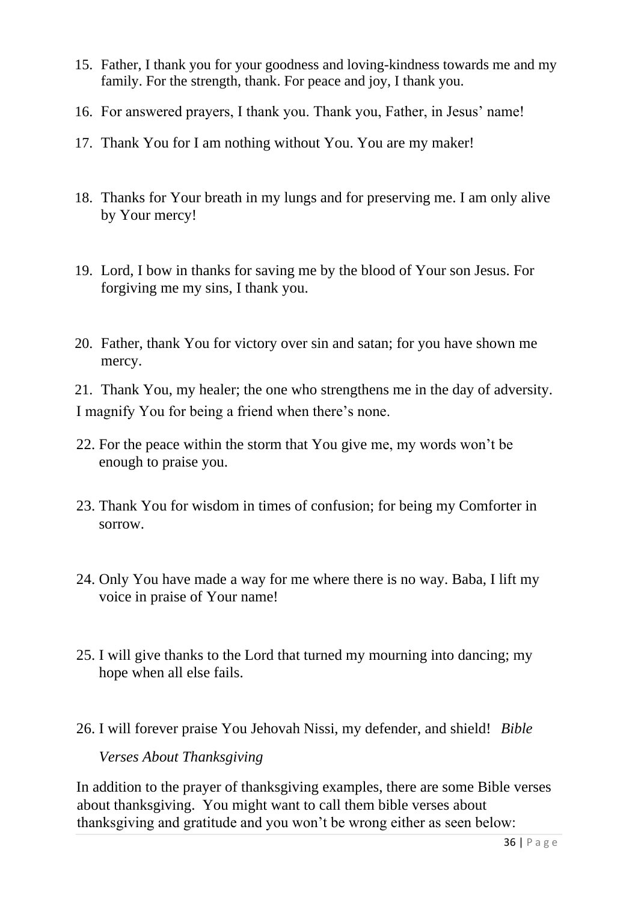15. Father, I thank you for your goodness and loving-kindness towards me and my family. For the strength, thank. For peace and joy, I thank you.
16. For answered prayers, I thank you. Thank you, Father, in Jesus' name!
17. Thank You for I am nothing without You. You are my maker!
18. Thanks for Your breath in my lungs and for preserving me. I am only alive by Your mercy!
19. Lord, I bow in thanks for saving me by the blood of Your son Jesus. For forgiving me my sins, I thank you.
20. Father, thank You for victory over sin and satan; for you have shown me mercy.
21. Thank You, my healer; the one who strengthens me in the day of adversity. I magnify You for being a friend when there's none.
22. For the peace within the storm that You give me, my words won't be enough to praise you.
23. Thank You for wisdom in times of confusion; for being my Comforter in sorrow.
24. Only You have made a way for me where there is no way. Baba, I lift my voice in praise of Your name!
25. I will give thanks to the Lord that turned my mourning into dancing; my hope when all else fails.
26. I will forever praise You Jehovah Nissi, my defender, and shield! *Bible Verses About Thanksgiving*

In addition to the prayer of thanksgiving examples, there are some Bible verses about thanksgiving. You might want to call them bible verses about thanksgiving and gratitude and you won't be wrong either as seen below: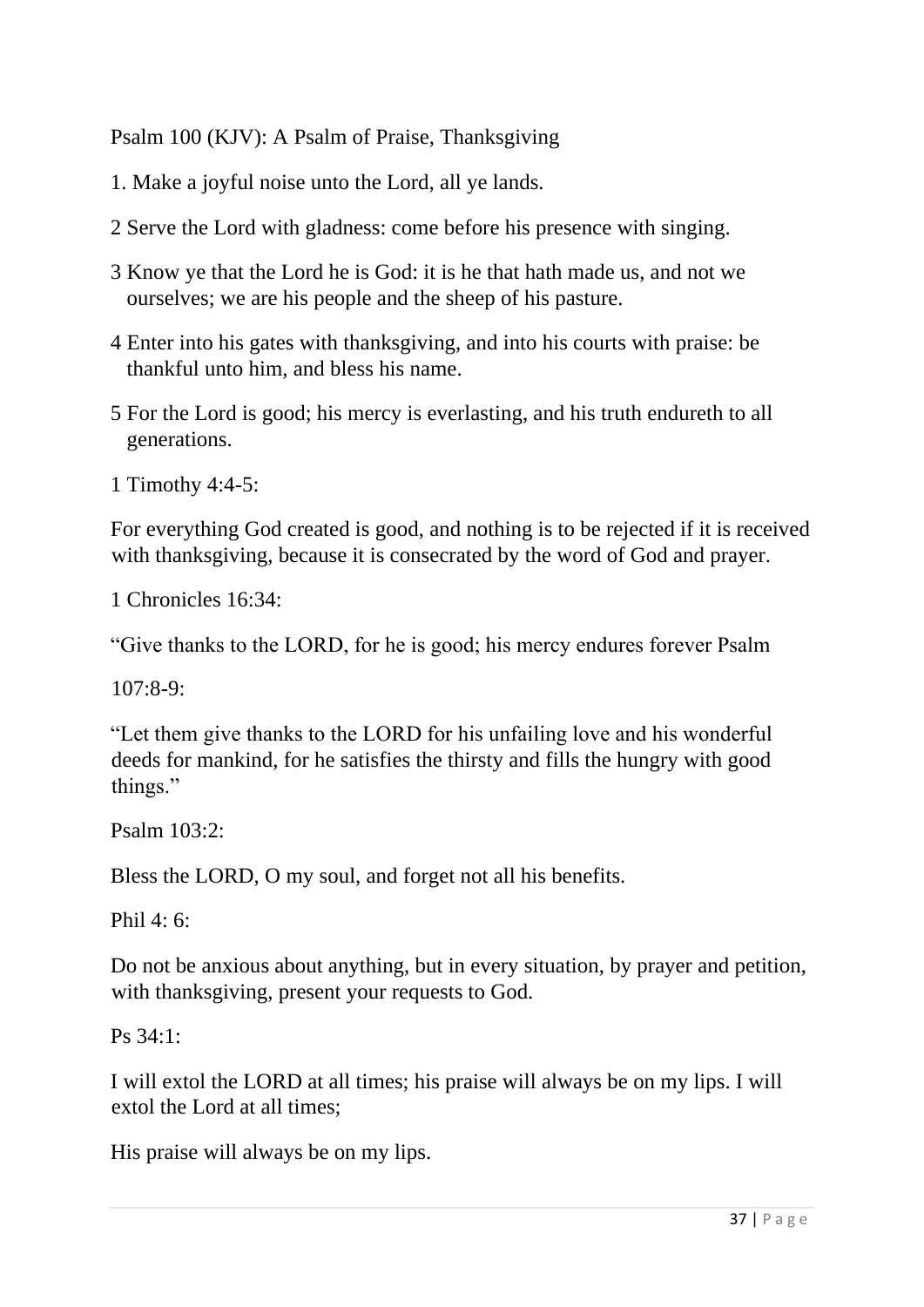Psalm 100 (KJV): A Psalm of Praise, Thanksgiving

1. Make a joyful noise unto the Lord, all ye lands.

2 Serve the Lord with gladness: come before his presence with singing.

3 Know ye that the Lord he is God: it is he that hath made us, and not we ourselves; we are his people and the sheep of his pasture.

4 Enter into his gates with thanksgiving, and into his courts with praise: be thankful unto him, and bless his name.

5 For the Lord is good; his mercy is everlasting, and his truth endureth to all generations.

1 Timothy 4:4-5:

For everything God created is good, and nothing is to be rejected if it is received with thanksgiving, because it is consecrated by the word of God and prayer.

1 Chronicles 16:34:

"Give thanks to the LORD, for he is good; his mercy endures forever Psalm

107:8-9:

"Let them give thanks to the LORD for his unfailing love and his wonderful deeds for mankind, for he satisfies the thirsty and fills the hungry with good things."

Psalm 103:2:

Bless the LORD, O my soul, and forget not all his benefits.

Phil 4: 6:

Do not be anxious about anything, but in every situation, by prayer and petition, with thanksgiving, present your requests to God.

Ps 34:1:

I will extol the LORD at all times; his praise will always be on my lips. I will extol the Lord at all times;

His praise will always be on my lips.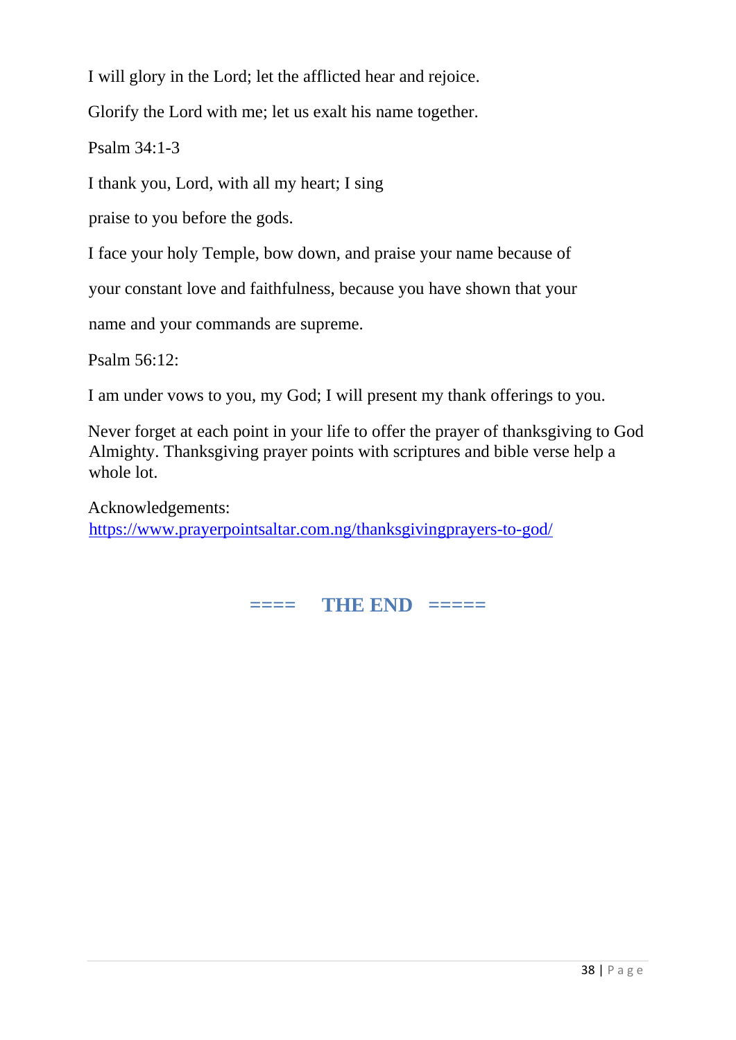I will glory in the Lord; let the afflicted hear and rejoice.

Glorify the Lord with me; let us exalt his name together.

Psalm 34:1-3

I thank you, Lord, with all my heart; I sing

praise to you before the gods.

I face your holy Temple, bow down, and praise your name because of

your constant love and faithfulness, because you have shown that your

name and your commands are supreme.

Psalm 56:12:

I am under vows to you, my God; I will present my thank offerings to you.

Never forget at each point in your life to offer the prayer of thanksgiving to God Almighty. Thanksgiving prayer points with scriptures and bible verse help a whole lot.

Acknowledgements:
https://www.prayerpointsaltar.com.ng/thanksgivingprayers-to-god/

**==== THE END =====**